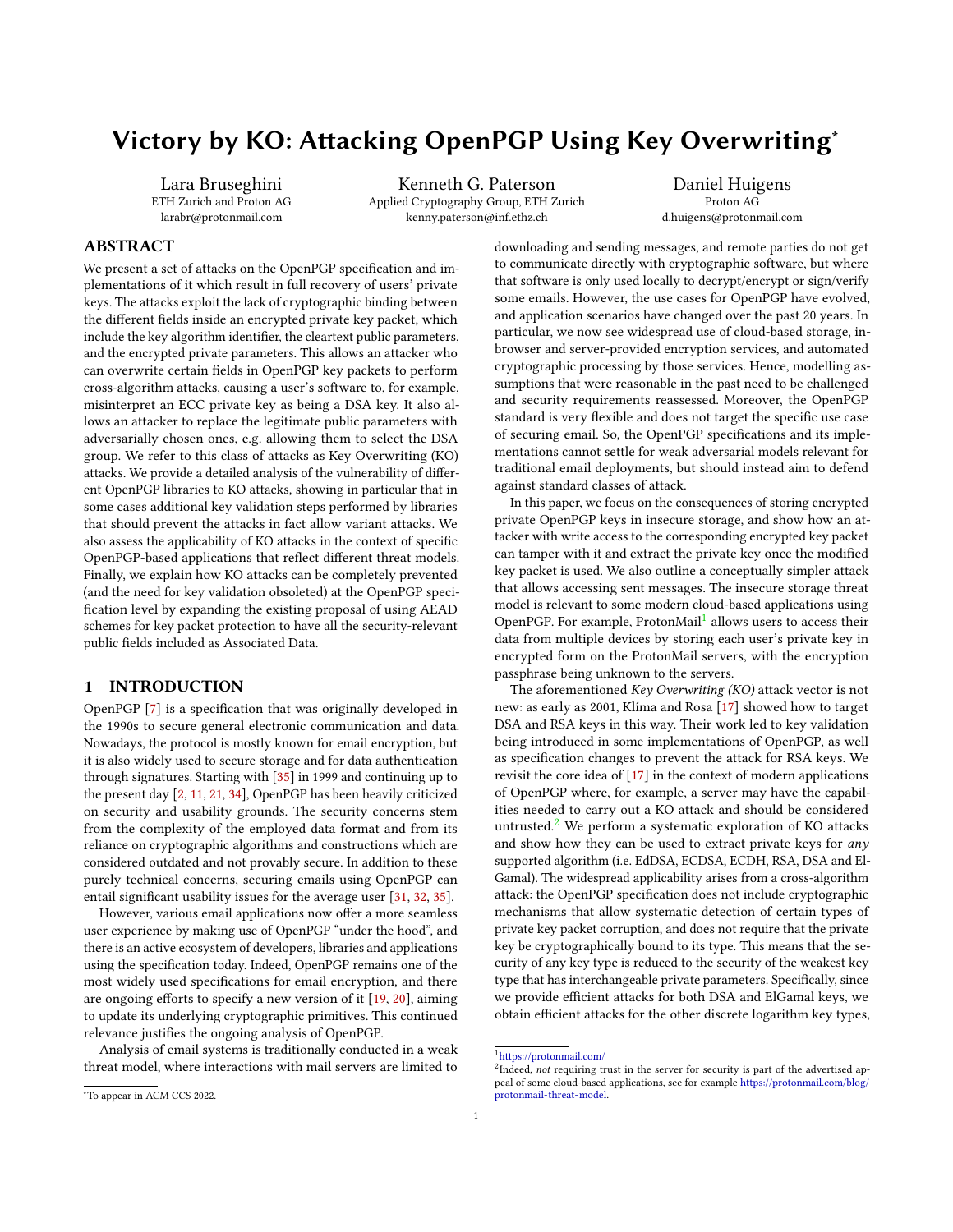# Victory by KO: Attacking OpenPGP Using Key Overwriting[*]

Lara Bruseghini
ETH Zurich and Proton AG
larabr@protonmail.com

Kenneth G. Paterson
Applied Cryptography Group, ETH Zurich
kenny.paterson@inf.ethz.ch

Daniel Huigens
Proton AG
d.huigens@protonmail.com

## ABSTRACT

We present a set of attacks on the OpenPGP specification and implementations of it which result in full recovery of users' private keys. The attacks exploit the lack of cryptographic binding between the different fields inside an encrypted private key packet, which include the key algorithm identifier, the cleartext public parameters, and the encrypted private parameters. This allows an attacker who can overwrite certain fields in OpenPGP key packets to perform cross-algorithm attacks, causing a user's software to, for example, misinterpret an ECC private key as being a DSA key. It also allows an attacker to replace the legitimate public parameters with adversarially chosen ones, e.g. allowing them to select the DSA group. We refer to this class of attacks as Key Overwriting (KO) attacks. We provide a detailed analysis of the vulnerability of different OpenPGP libraries to KO attacks, showing in particular that in some cases additional key validation steps performed by libraries that should prevent the attacks in fact allow variant attacks. We also assess the applicability of KO attacks in the context of specific OpenPGP-based applications that reflect different threat models. Finally, we explain how KO attacks can be completely prevented (and the need for key validation obsoleted) at the OpenPGP specification level by expanding the existing proposal of using AEAD schemes for key packet protection to have all the security-relevant public fields included as Associated Data.

## 1 INTRODUCTION

OpenPGP [7] is a specification that was originally developed in the 1990s to secure general electronic communication and data. Nowadays, the protocol is mostly known for email encryption, but it is also widely used to secure storage and for data authentication through signatures. Starting with [35] in 1999 and continuing up to the present day [2, 11, 21, 34], OpenPGP has been heavily criticized on security and usability grounds. The security concerns stem from the complexity of the employed data format and from its reliance on cryptographic algorithms and constructions which are considered outdated and not provably secure. In addition to these purely technical concerns, securing emails using OpenPGP can entail significant usability issues for the average user [31, 32, 35].

However, various email applications now offer a more seamless user experience by making use of OpenPGP "under the hood", and there is an active ecosystem of developers, libraries and applications using the specification today. Indeed, OpenPGP remains one of the most widely used specifications for email encryption, and there are ongoing efforts to specify a new version of it [19, 20], aiming to update its underlying cryptographic primitives. This continued relevance justifies the ongoing analysis of OpenPGP.

Analysis of email systems is traditionally conducted in a weak threat model, where interactions with mail servers are limited to downloading and sending messages, and remote parties do not get to communicate directly with cryptographic software, but where that software is only used locally to decrypt/encrypt or sign/verify some emails. However, the use cases for OpenPGP have evolved, and application scenarios have changed over the past 20 years. In particular, we now see widespread use of cloud-based storage, in-browser and server-provided encryption services, and automated cryptographic processing by those services. Hence, modelling assumptions that were reasonable in the past need to be challenged and security requirements reassessed. Moreover, the OpenPGP standard is very flexible and does not target the specific use case of securing email. So, the OpenPGP specifications and its implementations cannot settle for weak adversarial models relevant for traditional email deployments, but should instead aim to defend against standard classes of attack.

In this paper, we focus on the consequences of storing encrypted private OpenPGP keys in insecure storage, and show how an attacker with write access to the corresponding encrypted key packet can tamper with it and extract the private key once the modified key packet is used. We also outline a conceptually simpler attack that allows accessing sent messages. The insecure storage threat model is relevant to some modern cloud-based applications using OpenPGP. For example, ProtonMail[1] allows users to access their data from multiple devices by storing each user's private key in encrypted form on the ProtonMail servers, with the encryption passphrase being unknown to the servers.

The aforementioned *Key Overwriting (KO)* attack vector is not new: as early as 2001, Klíma and Rosa [17] showed how to target DSA and RSA keys in this way. Their work led to key validation being introduced in some implementations of OpenPGP, as well as specification changes to prevent the attack for RSA keys. We revisit the core idea of [17] in the context of modern applications of OpenPGP where, for example, a server may have the capabilities needed to carry out a KO attack and should be considered untrusted.[2] We perform a systematic exploration of KO attacks and show how they can be used to extract private keys for *any* supported algorithm (i.e. EdDSA, ECDSA, ECDH, RSA, DSA and ElGamal). The widespread applicability arises from a cross-algorithm attack: the OpenPGP specification does not include cryptographic mechanisms that allow systematic detection of certain types of private key packet corruption, and does not require that the private key be cryptographically bound to its type. This means that the security of any key type is reduced to the security of the weakest key type that has interchangeable private parameters. Specifically, since we provide efficient attacks for both DSA and ElGamal keys, we obtain efficient attacks for the other discrete logarithm key types,

---

[*] To appear in ACM CCS 2022.

[1] https://protonmail.com/

[2] Indeed, *not* requiring trust in the server for security is part of the advertised appeal of some cloud-based applications, see for example https://protonmail.com/blog/protonmail-threat-model.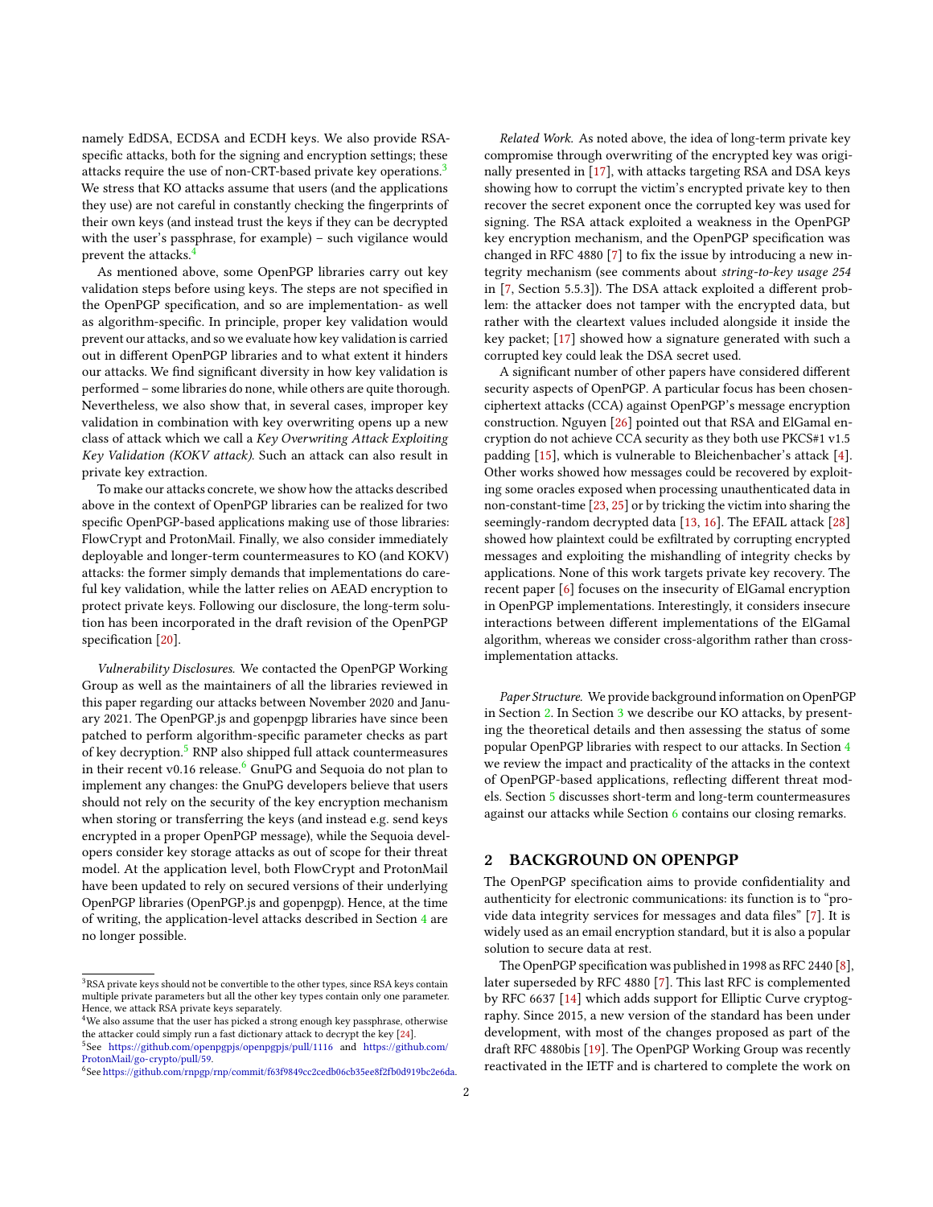namely EdDSA, ECDSA and ECDH keys. We also provide RSA-specific attacks, both for the signing and encryption settings; these attacks require the use of non-CRT-based private key operations.[3] We stress that KO attacks assume that users (and the applications they use) are not careful in constantly checking the fingerprints of their own keys (and instead trust the keys if they can be decrypted with the user's passphrase, for example) – such vigilance would prevent the attacks.[4]

As mentioned above, some OpenPGP libraries carry out key validation steps before using keys. The steps are not specified in the OpenPGP specification, and so are implementation- as well as algorithm-specific. In principle, proper key validation would prevent our attacks, and so we evaluate how key validation is carried out in different OpenPGP libraries and to what extent it hinders our attacks. We find significant diversity in how key validation is performed – some libraries do none, while others are quite thorough. Nevertheless, we also show that, in several cases, improper key validation in combination with key overwriting opens up a new class of attack which we call a *Key Overwriting Attack Exploiting Key Validation (KOKV attack)*. Such an attack can also result in private key extraction.

To make our attacks concrete, we show how the attacks described above in the context of OpenPGP libraries can be realized for two specific OpenPGP-based applications making use of those libraries: FlowCrypt and ProtonMail. Finally, we also consider immediately deployable and longer-term countermeasures to KO (and KOKV) attacks: the former simply demands that implementations do careful key validation, while the latter relies on AEAD encryption to protect private keys. Following our disclosure, the long-term solution has been incorporated in the draft revision of the OpenPGP specification [20].

*Vulnerability Disclosures.* We contacted the OpenPGP Working Group as well as the maintainers of all the libraries reviewed in this paper regarding our attacks between November 2020 and January 2021. The OpenPGP.js and gopenpgp libraries have since been patched to perform algorithm-specific parameter checks as part of key decryption.[5] RNP also shipped full attack countermeasures in their recent v0.16 release.[6] GnuPG and Sequoia do not plan to implement any changes: the GnuPG developers believe that users should not rely on the security of the key encryption mechanism when storing or transferring the keys (and instead e.g. send keys encrypted in a proper OpenPGP message), while the Sequoia developers consider key storage attacks as out of scope for their threat model. At the application level, both FlowCrypt and ProtonMail have been updated to rely on secured versions of their underlying OpenPGP libraries (OpenPGP.js and gopenpgp). Hence, at the time of writing, the application-level attacks described in Section 4 are no longer possible.

*Related Work.* As noted above, the idea of long-term private key compromise through overwriting of the encrypted key was originally presented in [17], with attacks targeting RSA and DSA keys showing how to corrupt the victim's encrypted private key to then recover the secret exponent once the corrupted key was used for signing. The RSA attack exploited a weakness in the OpenPGP key encryption mechanism, and the OpenPGP specification was changed in RFC 4880 [7] to fix the issue by introducing a new integrity mechanism (see comments about *string-to-key usage 254* in [7, Section 5.5.3]). The DSA attack exploited a different problem: the attacker does not tamper with the encrypted data, but rather with the cleartext values included alongside it inside the key packet; [17] showed how a signature generated with such a corrupted key could leak the DSA secret used.

A significant number of other papers have considered different security aspects of OpenPGP. A particular focus has been chosen-ciphertext attacks (CCA) against OpenPGP's message encryption construction. Nguyen [26] pointed out that RSA and ElGamal encryption do not achieve CCA security as they both use PKCS#1 v1.5 padding [15], which is vulnerable to Bleichenbacher's attack [4]. Other works showed how messages could be recovered by exploiting some oracles exposed when processing unauthenticated data in non-constant-time [23, 25] or by tricking the victim into sharing the seemingly-random decrypted data [13, 16]. The EFAIL attack [28] showed how plaintext could be exfiltrated by corrupting encrypted messages and exploiting the mishandling of integrity checks by applications. None of this work targets private key recovery. The recent paper [6] focuses on the insecurity of ElGamal encryption in OpenPGP implementations. Interestingly, it considers insecure interactions between different implementations of the ElGamal algorithm, whereas we consider cross-algorithm rather than cross-implementation attacks.

*Paper Structure.* We provide background information on OpenPGP in Section 2. In Section 3 we describe our KO attacks, by presenting the theoretical details and then assessing the status of some popular OpenPGP libraries with respect to our attacks. In Section 4 we review the impact and practicality of the attacks in the context of OpenPGP-based applications, reflecting different threat models. Section 5 discusses short-term and long-term countermeasures against our attacks while Section 6 contains our closing remarks.

## 2 BACKGROUND ON OPENPGP

The OpenPGP specification aims to provide confidentiality and authenticity for electronic communications: its function is to "provide data integrity services for messages and data files" [7]. It is widely used as an email encryption standard, but it is also a popular solution to secure data at rest.

The OpenPGP specification was published in 1998 as RFC 2440 [8], later superseded by RFC 4880 [7]. This last RFC is complemented by RFC 6637 [14] which adds support for Elliptic Curve cryptography. Since 2015, a new version of the standard has been under development, with most of the changes proposed as part of the draft RFC 4880bis [19]. The OpenPGP Working Group was recently reactivated in the IETF and is chartered to complete the work on

---

[3] RSA private keys should not be convertible to the other types, since RSA keys contain multiple private parameters but all the other key types contain only one parameter. Hence, we attack RSA private keys separately.

[4] We also assume that the user has picked a strong enough key passphrase, otherwise the attacker could simply run a fast dictionary attack to decrypt the key [24].

[5] See https://github.com/openpgpjs/openpgpjs/pull/1116 and https://github.com/ProtonMail/go-crypto/pull/59.

[6] See https://github.com/rnpgp/rnp/commit/f63f9849cc2cedb06cb35ee8f2fb0d919bc2e6da.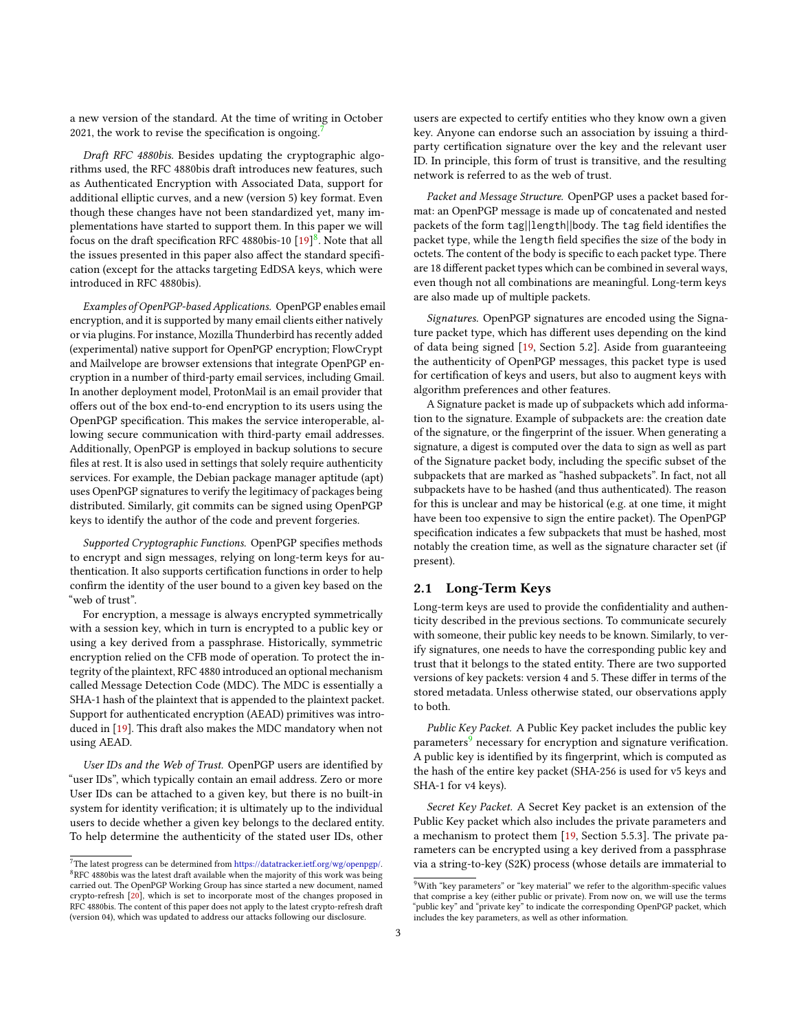a new version of the standard. At the time of writing in October 2021, the work to revise the specification is ongoing.[7]

*Draft RFC 4880bis.* Besides updating the cryptographic algorithms used, the RFC 4880bis draft introduces new features, such as Authenticated Encryption with Associated Data, support for additional elliptic curves, and a new (version 5) key format. Even though these changes have not been standardized yet, many implementations have started to support them. In this paper we will focus on the draft specification RFC 4880bis-10 [19][8]. Note that all the issues presented in this paper also affect the standard specification (except for the attacks targeting EdDSA keys, which were introduced in RFC 4880bis).

*Examples of OpenPGP-based Applications.* OpenPGP enables email encryption, and it is supported by many email clients either natively or via plugins. For instance, Mozilla Thunderbird has recently added (experimental) native support for OpenPGP encryption; FlowCrypt and Mailvelope are browser extensions that integrate OpenPGP encryption in a number of third-party email services, including Gmail. In another deployment model, ProtonMail is an email provider that offers out of the box end-to-end encryption to its users using the OpenPGP specification. This makes the service interoperable, allowing secure communication with third-party email addresses. Additionally, OpenPGP is employed in backup solutions to secure files at rest. It is also used in settings that solely require authenticity services. For example, the Debian package manager aptitude (apt) uses OpenPGP signatures to verify the legitimacy of packages being distributed. Similarly, git commits can be signed using OpenPGP keys to identify the author of the code and prevent forgeries.

*Supported Cryptographic Functions.* OpenPGP specifies methods to encrypt and sign messages, relying on long-term keys for authentication. It also supports certification functions in order to help confirm the identity of the user bound to a given key based on the "web of trust".

For encryption, a message is always encrypted symmetrically with a session key, which in turn is encrypted to a public key or using a key derived from a passphrase. Historically, symmetric encryption relied on the CFB mode of operation. To protect the integrity of the plaintext, RFC 4880 introduced an optional mechanism called Message Detection Code (MDC). The MDC is essentially a SHA-1 hash of the plaintext that is appended to the plaintext packet. Support for authenticated encryption (AEAD) primitives was introduced in [19]. This draft also makes the MDC mandatory when not using AEAD.

*User IDs and the Web of Trust.* OpenPGP users are identified by "user IDs", which typically contain an email address. Zero or more User IDs can be attached to a given key, but there is no built-in system for identity verification; it is ultimately up to the individual users to decide whether a given key belongs to the declared entity. To help determine the authenticity of the stated user IDs, other users are expected to certify entities who they know own a given key. Anyone can endorse such an association by issuing a third-party certification signature over the key and the relevant user ID. In principle, this form of trust is transitive, and the resulting network is referred to as the web of trust.

*Packet and Message Structure.* OpenPGP uses a packet based format: an OpenPGP message is made up of concatenated and nested packets of the form `tag||length||body`. The `tag` field identifies the packet type, while the `length` field specifies the size of the body in octets. The content of the body is specific to each packet type. There are 18 different packet types which can be combined in several ways, even though not all combinations are meaningful. Long-term keys are also made up of multiple packets.

*Signatures.* OpenPGP signatures are encoded using the Signature packet type, which has different uses depending on the kind of data being signed [19, Section 5.2]. Aside from guaranteeing the authenticity of OpenPGP messages, this packet type is used for certification of keys and users, but also to augment keys with algorithm preferences and other features.

A Signature packet is made up of subpackets which add information to the signature. Example of subpackets are: the creation date of the signature, or the fingerprint of the issuer. When generating a signature, a digest is computed over the data to sign as well as part of the Signature packet body, including the specific subset of the subpackets that are marked as "hashed subpackets". In fact, not all subpackets have to be hashed (and thus authenticated). The reason for this is unclear and may be historical (e.g. at one time, it might have been too expensive to sign the entire packet). The OpenPGP specification indicates a few subpackets that must be hashed, most notably the creation time, as well as the signature character set (if present).

## 2.1 Long-Term Keys

Long-term keys are used to provide the confidentiality and authenticity described in the previous sections. To communicate securely with someone, their public key needs to be known. Similarly, to verify signatures, one needs to have the corresponding public key and trust that it belongs to the stated entity. There are two supported versions of key packets: version 4 and 5. These differ in terms of the stored metadata. Unless otherwise stated, our observations apply to both.

*Public Key Packet.* A Public Key packet includes the public key parameters[9] necessary for encryption and signature verification. A public key is identified by its fingerprint, which is computed as the hash of the entire key packet (SHA-256 is used for v5 keys and SHA-1 for v4 keys).

*Secret Key Packet.* A Secret Key packet is an extension of the Public Key packet which also includes the private parameters and a mechanism to protect them [19, Section 5.5.3]. The private parameters can be encrypted using a key derived from a passphrase via a string-to-key (S2K) process (whose details are immaterial to

---

[7] The latest progress can be determined from https://datatracker.ietf.org/wg/openpgp/.

[8] RFC 4880bis was the latest draft available when the majority of this work was being carried out. The OpenPGP Working Group has since started a new document, named crypto-refresh [20], which is set to incorporate most of the changes proposed in RFC 4880bis. The content of this paper does not apply to the latest crypto-refresh draft (version 04), which was updated to address our attacks following our disclosure.

[9] With "key parameters" or "key material" we refer to the algorithm-specific values that comprise a key (either public or private). From now on, we will use the terms "public key" and "private key" to indicate the corresponding OpenPGP packet, which includes the key parameters, as well as other information.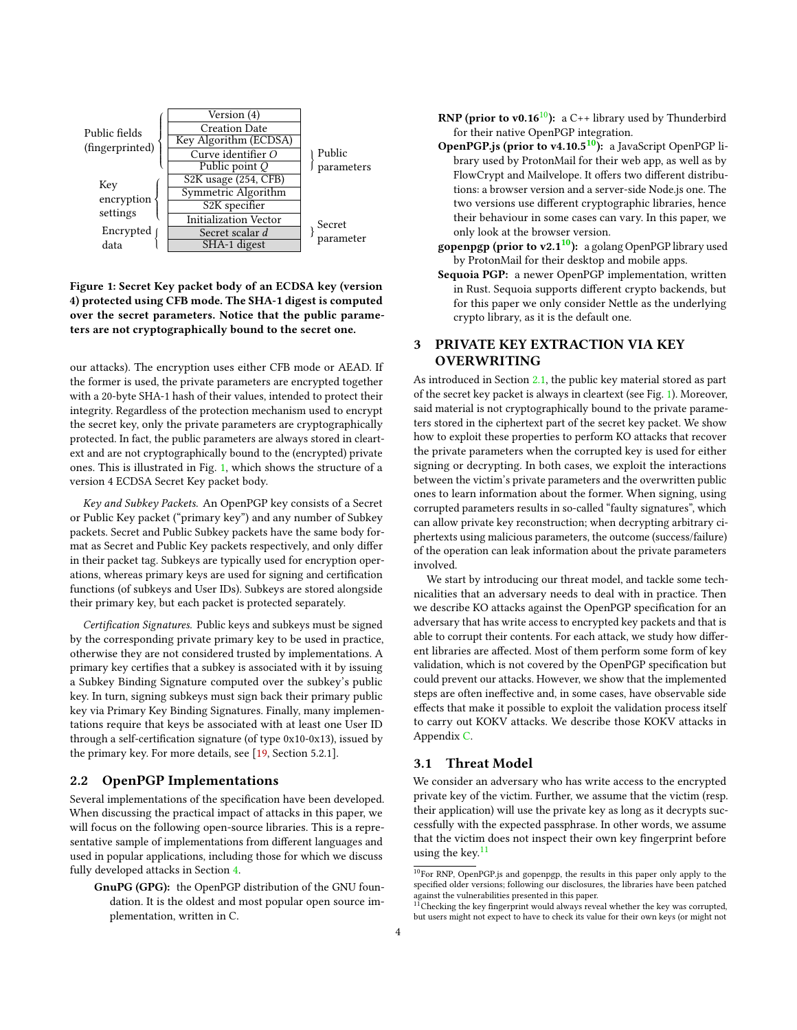| Group | Field | Parameter |
| --- | --- | --- |
| Public fields (fingerprinted) | Version (4) | |
| | Creation Date | |
| | Key Algorithm (ECDSA) | |
| | Curve identifier $O$ | Public parameters |
| | Public point $Q$ | |
| Key encryption settings | S2K usage (254, CFB) | |
| | Symmetric Algorithm | |
| | S2K specifier | |
| | Initialization Vector | |
| Encrypted data | Secret scalar $d$ | Secret parameter |
| | SHA-1 digest | |

**Figure 1: Secret Key packet body of an ECDSA key (version 4) protected using CFB mode. The SHA-1 digest is computed over the secret parameters. Notice that the public parameters are not cryptographically bound to the secret one.**

our attacks). The encryption uses either CFB mode or AEAD. If the former is used, the private parameters are encrypted together with a 20-byte SHA-1 hash of their values, intended to protect their integrity. Regardless of the protection mechanism used to encrypt the secret key, only the private parameters are cryptographically protected. In fact, the public parameters are always stored in cleartext and are not cryptographically bound to the (encrypted) private ones. This is illustrated in Fig. 1, which shows the structure of a version 4 ECDSA Secret Key packet body.

*Key and Subkey Packets.* An OpenPGP key consists of a Secret or Public Key packet ("primary key") and any number of Subkey packets. Secret and Public Subkey packets have the same body format as Secret and Public Key packets respectively, and only differ in their packet tag. Subkeys are typically used for encryption operations, whereas primary keys are used for signing and certification functions (of subkeys and User IDs). Subkeys are stored alongside their primary key, but each packet is protected separately.

*Certification Signatures.* Public keys and subkeys must be signed by the corresponding private primary key to be used in practice, otherwise they are not considered trusted by implementations. A primary key certifies that a subkey is associated with it by issuing a Subkey Binding Signature computed over the subkey's public key. In turn, signing subkeys must sign back their primary public key via Primary Key Binding Signatures. Finally, many implementations require that keys be associated with at least one User ID through a self-certification signature (of type 0x10-0x13), issued by the primary key. For more details, see [19, Section 5.2.1].

## 2.2 OpenPGP Implementations

Several implementations of the specification have been developed. When discussing the practical impact of attacks in this paper, we will focus on the following open-source libraries. This is a representative sample of implementations from different languages and used in popular applications, including those for which we discuss fully developed attacks in Section 4.

- **GnuPG (GPG):** the OpenPGP distribution of the GNU foundation. It is the oldest and most popular open source implementation, written in C.
- **RNP (prior to v0.16[10]):** a C++ library used by Thunderbird for their native OpenPGP integration.
- **OpenPGP.js (prior to v4.10.5[10]):** a JavaScript OpenPGP library used by ProtonMail for their web app, as well as by FlowCrypt and Mailvelope. It offers two different distributions: a browser version and a server-side Node.js one. The two versions use different cryptographic libraries, hence their behaviour in some cases can vary. In this paper, we only look at the browser version.
- **gopenpgp (prior to v2.1[10]):** a golang OpenPGP library used by ProtonMail for their desktop and mobile apps.
- **Sequoia PGP:** a newer OpenPGP implementation, written in Rust. Sequoia supports different crypto backends, but for this paper we only consider Nettle as the underlying crypto library, as it is the default one.

# 3 PRIVATE KEY EXTRACTION VIA KEY OVERWRITING

As introduced in Section 2.1, the public key material stored as part of the secret key packet is always in cleartext (see Fig. 1). Moreover, said material is not cryptographically bound to the private parameters stored in the ciphertext part of the secret key packet. We show how to exploit these properties to perform KO attacks that recover the private parameters when the corrupted key is used for either signing or decrypting. In both cases, we exploit the interactions between the victim's private parameters and the overwritten public ones to learn information about the former. When signing, using corrupted parameters results in so-called "faulty signatures", which can allow private key reconstruction; when decrypting arbitrary ciphertexts using malicious parameters, the outcome (success/failure) of the operation can leak information about the private parameters involved.

We start by introducing our threat model, and tackle some technicalities that an adversary needs to deal with in practice. Then we describe KO attacks against the OpenPGP specification for an adversary that has write access to encrypted key packets and that is able to corrupt their contents. For each attack, we study how different libraries are affected. Most of them perform some form of key validation, which is not covered by the OpenPGP specification but could prevent our attacks. However, we show that the implemented steps are often ineffective and, in some cases, have observable side effects that make it possible to exploit the validation process itself to carry out KOKV attacks. We describe those KOKV attacks in Appendix C.

## 3.1 Threat Model

We consider an adversary who has write access to the encrypted private key of the victim. Further, we assume that the victim (resp. their application) will use the private key as long as it decrypts successfully with the expected passphrase. In other words, we assume that the victim does not inspect their own key fingerprint before using the key.[11]

[10] For RNP, OpenPGP.js and gopenpgp, the results in this paper only apply to the specified older versions; following our disclosures, the libraries have been patched against the vulnerabilities presented in this paper.

[11] Checking the key fingerprint would always reveal whether the key was corrupted, but users might not expect to have to check its value for their own keys (or might not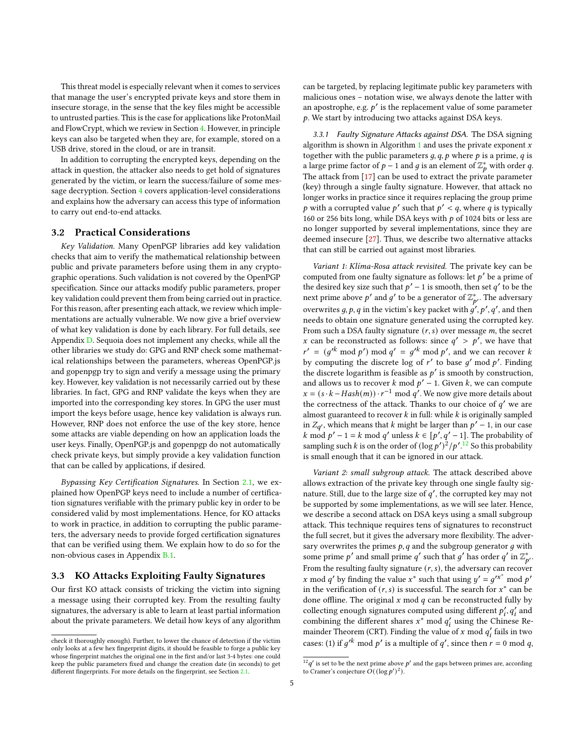This threat model is especially relevant when it comes to services that manage the user's encrypted private keys and store them in insecure storage, in the sense that the key files might be accessible to untrusted parties. This is the case for applications like ProtonMail and FlowCrypt, which we review in Section 4. However, in principle keys can also be targeted when they are, for example, stored on a USB drive, stored in the cloud, or are in transit.

In addition to corrupting the encrypted keys, depending on the attack in question, the attacker also needs to get hold of signatures generated by the victim, or learn the success/failure of some message decryption. Section 4 covers application-level considerations and explains how the adversary can access this type of information to carry out end-to-end attacks.

## 3.2 Practical Considerations

*Key Validation.* Many OpenPGP libraries add key validation checks that aim to verify the mathematical relationship between public and private parameters before using them in any cryptographic operations. Such validation is not covered by the OpenPGP specification. Since our attacks modify public parameters, proper key validation could prevent them from being carried out in practice. For this reason, after presenting each attack, we review which implementations are actually vulnerable. We now give a brief overview of what key validation is done by each library. For full details, see Appendix D. Sequoia does not implement any checks, while all the other libraries we study do: GPG and RNP check some mathematical relationships between the parameters, whereas OpenPGP.js and gopenpgp try to sign and verify a message using the primary key. However, key validation is not necessarily carried out by these libraries. In fact, GPG and RNP validate the keys when they are imported into the corresponding key stores. In GPG the user must import the keys before usage, hence key validation is always run. However, RNP does not enforce the use of the key store, hence some attacks are viable depending on how an application loads the user keys. Finally, OpenPGP.js and gopenpgp do not automatically check private keys, but simply provide a key validation function that can be called by applications, if desired.

*Bypassing Key Certification Signatures.* In Section 2.1, we explained how OpenPGP keys need to include a number of certification signatures verifiable with the primary public key in order to be considered valid by most implementations. Hence, for KO attacks to work in practice, in addition to corrupting the public parameters, the adversary needs to provide forged certification signatures that can be verified using them. We explain how to do so for the non-obvious cases in Appendix B.1.

## 3.3 KO Attacks Exploiting Faulty Signatures

Our first KO attack consists of tricking the victim into signing a message using their corrupted key. From the resulting faulty signatures, the adversary is able to learn at least partial information about the private parameters. We detail how keys of any algorithm can be targeted, by replacing legitimate public key parameters with malicious ones – notation wise, we always denote the latter with an apostrophe, e.g. $p'$ is the replacement value of some parameter $p$. We start by introducing two attacks against DSA keys.

### 3.3.1 Faulty Signature Attacks against DSA.

The DSA signing algorithm is shown in Algorithm 1 and uses the private exponent $x$ together with the public parameters $g, q, p$ where $p$ is a prime, $q$ is a large prime factor of $p-1$ and $g$ is an element of $\mathbb{Z}_p^*$ with order $q$. The attack from [17] can be used to extract the private parameter (key) through a single faulty signature. However, that attack no longer works in practice since it requires replacing the group prime $p$ with a corrupted value $p'$ such that $p' < q$, where $q$ is typically 160 or 256 bits long, while DSA keys with $p$ of 1024 bits or less are no longer supported by several implementations, since they are deemed insecure [27]. Thus, we describe two alternative attacks that can still be carried out against most libraries.

*Variant 1: Klíma-Rosa attack revisited.* The private key can be computed from one faulty signature as follows: let $p'$ be a prime of the desired key size such that $p'-1$ is smooth, then set $q'$ to be the next prime above $p'$ and $g'$ to be a generator of $\mathbb{Z}_{p'}^*$. The adversary overwrites $g, p, q$ in the victim's key packet with $g', p', q'$, and then needs to obtain one signature generated using the corrupted key. From such a DSA faulty signature $(r, s)$ over message $m$, the secret $x$ can be reconstructed as follows: since $q' > p'$, we have that $r' = (g'^k \bmod p') \bmod q' = g'^k \bmod p'$, and we can recover $k$ by computing the discrete log of $r'$ to base $g' \bmod p'$. Finding the discrete logarithm is feasible as $p'$ is smooth by construction, and allows us to recover $k \bmod p'-1$. Given $k$, we can compute $x = (s \cdot k - Hash(m)) \cdot r^{-1} \bmod q'$. We now give more details about the correctness of the attack. Thanks to our choice of $q'$ we are almost guaranteed to recover $k$ in full: while $k$ is originally sampled in $Z_{q'}$, which means that $k$ might be larger than $p'-1$, in our case $k \bmod p'-1 = k \bmod q'$ unless $k \in [p', q'-1]$. The probability of sampling such $k$ is on the order of $(\log p')^2/p'$.[12] So this probability is small enough that it can be ignored in our attack.

*Variant 2: small subgroup attack.* The attack described above allows extraction of the private key through one single faulty signature. Still, due to the large size of $q'$, the corrupted key may not be supported by some implementations, as we will see later. Hence, we describe a second attack on DSA keys using a small subgroup attack. This technique requires tens of signatures to reconstruct the full secret, but it gives the adversary more flexibility. The adversary overwrites the primes $p, q$ and the subgroup generator $g$ with some prime $p'$ and small prime $q'$ such that $g'$ has order $q'$ in $\mathbb{Z}_{p'}^*$. From the resulting faulty signature $(r, s)$, the adversary can recover $x \bmod q'$ by finding the value $x^*$ such that using $y' = g'^{x^*} \bmod p'$ in the verification of $(r, s)$ is successful. The search for $x^*$ can be done offline. The original $x \bmod q$ can be reconstructed fully by collecting enough signatures computed using different $p'_i, q'_i$ and combining the different shares $x^* \bmod q'_i$ using the Chinese Remainder Theorem (CRT). Finding the value of $x \bmod q'_i$ fails in two cases: (1) if $g'^k \bmod p'$ is a multiple of $q'$, since then $r = 0 \bmod q$,

check it thoroughly enough). Further, to lower the chance of detection if the victim only looks at a few hex fingerprint digits, it should be feasible to forge a public key whose fingerprint matches the original one in the first and/or last 3-4 bytes: one could keep the public parameters fixed and change the creation date (in seconds) to get different fingerprints. For more details on the fingerprint, see Section 2.1.

[12] $q'$ is set to be the next prime above $p'$ and the gaps between primes are, according to Cramer's conjecture $O((\log p')^2)$.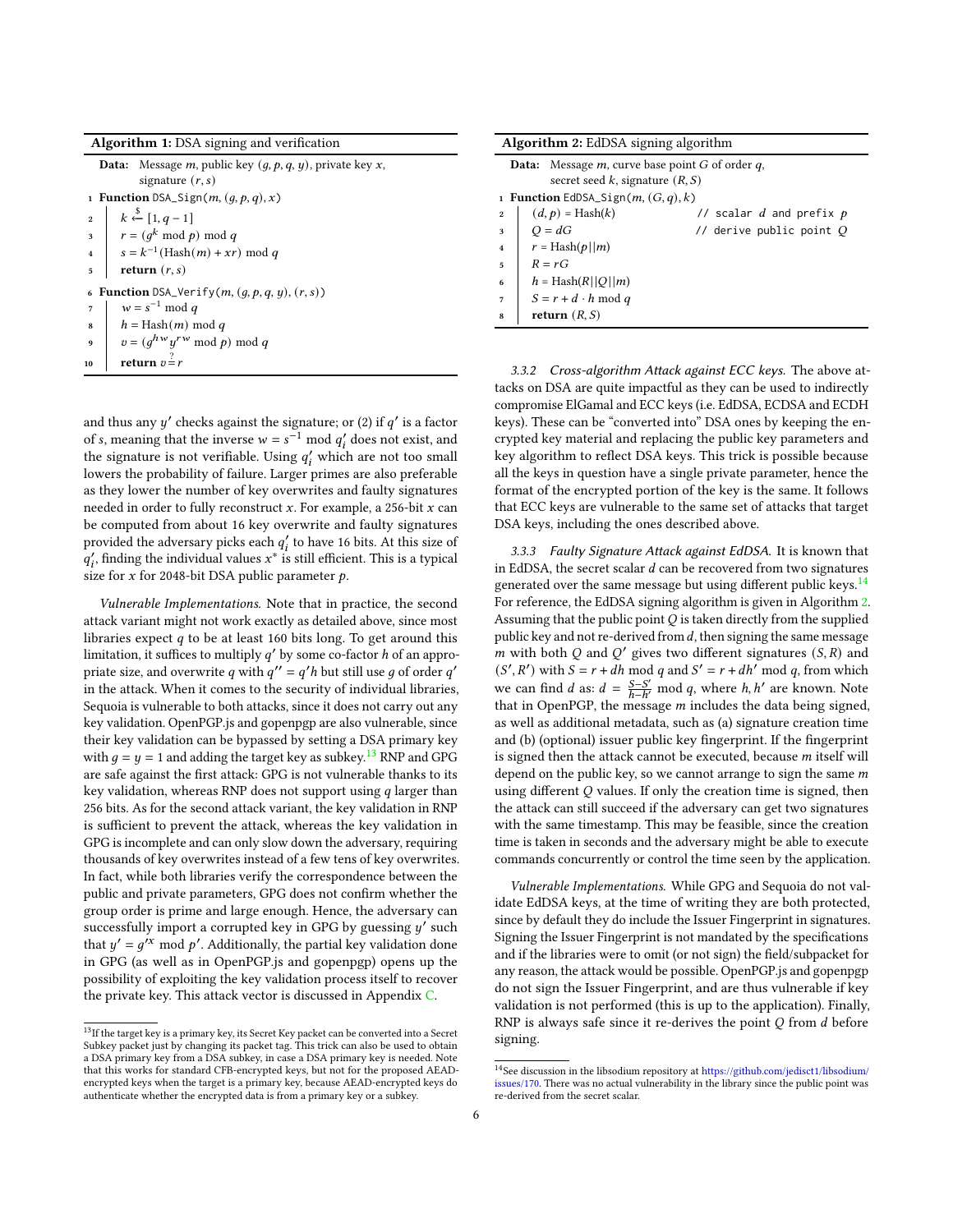**Algorithm 1:** DSA signing and verification

```
Data: Message m, public key (g, p, q, y), private key x,
      signature (r, s)
1  Function DSA_Sign(m, (g, p, q), x)
2  |   k ←$ [1, q − 1]
3  |   r = (g^k mod p) mod q
4  |   s = k^{-1}(Hash(m) + xr) mod q
5  |   return (r, s)
6  Function DSA_Verify(m, (g, p, q, y), (r, s))
7  |   w = s^{-1} mod q
8  |   h = Hash(m) mod q
9  |   v = (g^{hw} y^{rw} mod p) mod q
10 |   return v =? r
```

and thus any $y'$ checks against the signature; or (2) if $q'$ is a factor of $s$, meaning that the inverse $w = s^{-1} \bmod q'_i$ does not exist, and the signature is not verifiable. Using $q'_i$ which are not too small lowers the probability of failure. Larger primes are also preferable as they lower the number of key overwrites and faulty signatures needed in order to fully reconstruct $x$. For example, a 256-bit $x$ can be computed from about 16 key overwrite and faulty signatures provided the adversary picks each $q'_i$ to have 16 bits. At this size of $q'_i$, finding the individual values $x^*$ is still efficient. This is a typical size for $x$ for 2048-bit DSA public parameter $p$.

*Vulnerable Implementations.* Note that in practice, the second attack variant might not work exactly as detailed above, since most libraries expect $q$ to be at least 160 bits long. To get around this limitation, it suffices to multiply $q'$ by some co-factor $h$ of an appropriate size, and overwrite $q$ with $q'' = q'h$ but still use $g$ of order $q'$ in the attack. When it comes to the security of individual libraries, Sequoia is vulnerable to both attacks, since it does not carry out any key validation. OpenPGP.js and gopenpgp are also vulnerable, since their key validation can be bypassed by setting a DSA primary key with $g = y = 1$ and adding the target key as subkey.[13] RNP and GPG are safe against the first attack: GPG is not vulnerable thanks to its key validation, whereas RNP does not support using $q$ larger than 256 bits. As for the second attack variant, the key validation in RNP is sufficient to prevent the attack, whereas the key validation in GPG is incomplete and can only slow down the adversary, requiring thousands of key overwrites instead of a few tens of key overwrites. In fact, while both libraries verify the correspondence between the public and private parameters, GPG does not confirm whether the group order is prime and large enough. Hence, the adversary can successfully import a corrupted key in GPG by guessing $y'$ such that $y' = g'^x \bmod p'$. Additionally, the partial key validation done in GPG (as well as in OpenPGP.js and gopenpgp) opens up the possibility of exploiting the key validation process itself to recover the private key. This attack vector is discussed in Appendix C.

[13] If the target key is a primary key, its Secret Key packet can be converted into a Secret Subkey packet just by changing its packet tag. This trick can also be used to obtain a DSA primary key from a DSA subkey, in case a DSA primary key is needed. Note that this works for standard CFB-encrypted keys, but not for the proposed AEAD-encrypted keys when the target is a primary key, because AEAD-encrypted keys do authenticate whether the encrypted data is from a primary key or a subkey.

**Algorithm 2:** EdDSA signing algorithm

```
Data: Message m, curve base point G of order q,
      secret seed k, signature (R, S)
1  Function EdDSA_Sign(m, (G, q), k)
2  |   (d, p) = Hash(k)          // scalar d and prefix p
3  |   Q = dG                    // derive public point Q
4  |   r = Hash(p||m)
5  |   R = rG
6  |   h = Hash(R||Q||m)
7  |   S = r + d · h mod q
8  |   return (R, S)
```

*3.3.2 Cross-algorithm Attack against ECC keys.* The above attacks on DSA are quite impactful as they can be used to indirectly compromise ElGamal and ECC keys (i.e. EdDSA, ECDSA and ECDH keys). These can be "converted into" DSA ones by keeping the encrypted key material and replacing the public key parameters and key algorithm to reflect DSA keys. This trick is possible because all the keys in question have a single private parameter, hence the format of the encrypted portion of the key is the same. It follows that ECC keys are vulnerable to the same set of attacks that target DSA keys, including the ones described above.

*3.3.3 Faulty Signature Attack against EdDSA.* It is known that in EdDSA, the secret scalar $d$ can be recovered from two signatures generated over the same message but using different public keys.[14] For reference, the EdDSA signing algorithm is given in Algorithm 2. Assuming that the public point $Q$ is taken directly from the supplied public key and not re-derived from $d$, then signing the same message $m$ with both $Q$ and $Q'$ gives two different signatures $(S, R)$ and $(S', R')$ with $S = r + dh \bmod q$ and $S' = r + dh' \bmod q$, from which we can find $d$ as: $d = \frac{S-S'}{h-h'} \bmod q$, where $h, h'$ are known. Note that in OpenPGP, the message $m$ includes the data being signed, as well as additional metadata, such as (a) signature creation time and (b) (optional) issuer public key fingerprint. If the fingerprint is signed then the attack cannot be executed, because $m$ itself will depend on the public key, so we cannot arrange to sign the same $m$ using different $Q$ values. If only the creation time is signed, then the attack can still succeed if the adversary can get two signatures with the same timestamp. This may be feasible, since the creation time is taken in seconds and the adversary might be able to execute commands concurrently or control the time seen by the application.

*Vulnerable Implementations.* While GPG and Sequoia do not validate EdDSA keys, at the time of writing they are both protected, since by default they do include the Issuer Fingerprint in signatures. Signing the Issuer Fingerprint is not mandated by the specifications and if the libraries were to omit (or not sign) the field/subpacket for any reason, the attack would be possible. OpenPGP.js and gopenpgp do not sign the Issuer Fingerprint, and are thus vulnerable if key validation is not performed (this is up to the application). Finally, RNP is always safe since it re-derives the point $Q$ from $d$ before signing.

[14] See discussion in the libsodium repository at https://github.com/jedisct1/libsodium/issues/170. There was no actual vulnerability in the library since the public point was re-derived from the secret scalar.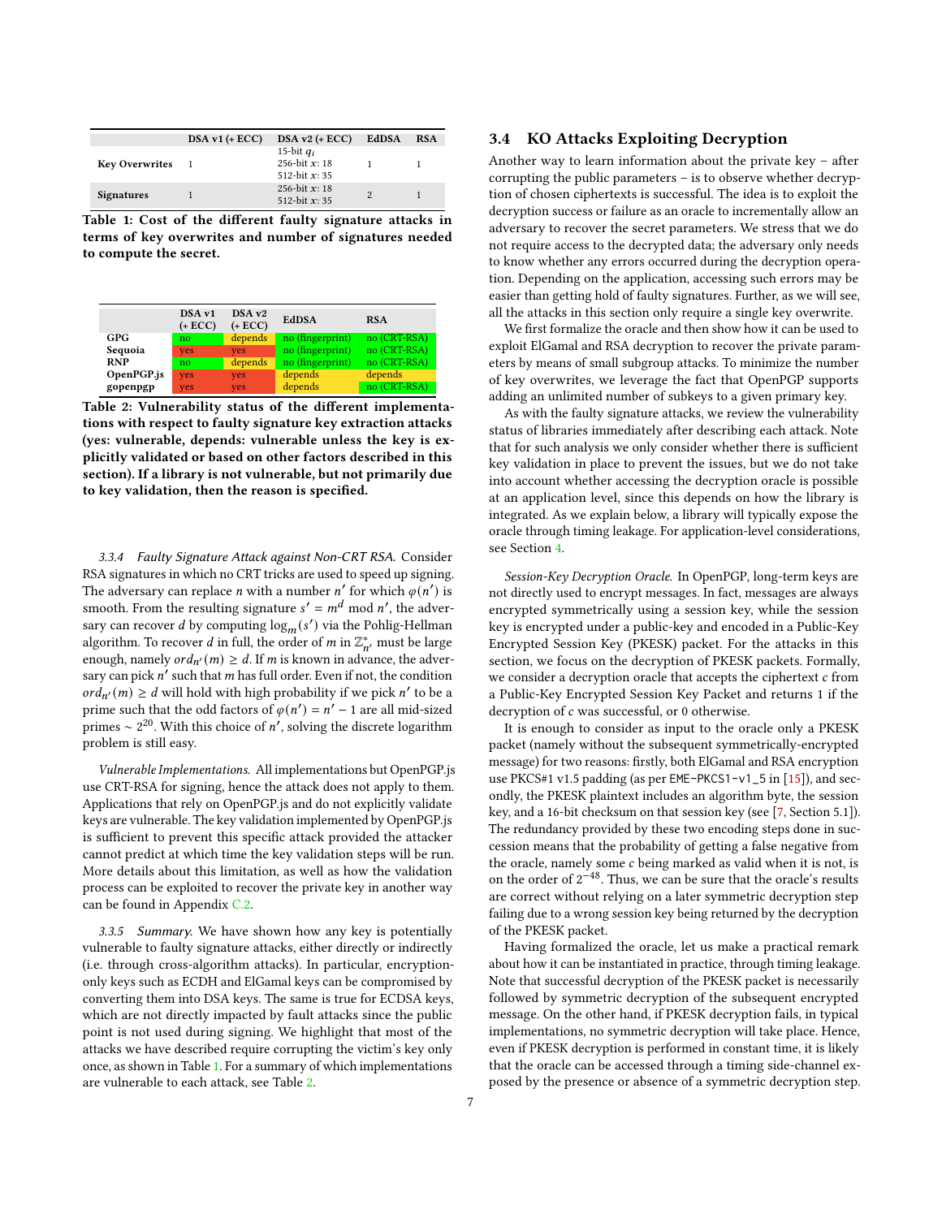|  | DSA v1 (+ ECC) | DSA v2 (+ ECC) | EdDSA | RSA |
|---|---|---|---|---|
| **Key Overwrites** | 1 | 15-bit $q_i$<br>256-bit $x$: 18<br>512-bit $x$: 35 | 1 | 1 |
| **Signatures** | 1 | 256-bit $x$: 18<br>512-bit $x$: 35 | 2 | 1 |

**Table 1: Cost of the different faulty signature attacks in terms of key overwrites and number of signatures needed to compute the secret.**

|  | DSA v1 (+ ECC) | DSA v2 (+ ECC) | EdDSA | RSA |
|---|---|---|---|---|
| **GPG** | no | depends | no (fingerprint) | no (CRT-RSA) |
| **Sequoia** | yes | yes | no (fingerprint) | no (CRT-RSA) |
| **RNP** | no | depends | no (fingerprint) | no (CRT-RSA) |
| **OpenPGP.js** | yes | yes | depends | depends |
| **gopenpgp** | yes | yes | depends | no (CRT-RSA) |

**Table 2: Vulnerability status of the different implementations with respect to faulty signature key extraction attacks (yes: vulnerable, depends: vulnerable unless the key is explicitly validated or based on other factors described in this section). If a library is not vulnerable, but not primarily due to key validation, then the reason is specified.**

#### 3.3.4 Faulty Signature Attack against Non-CRT RSA.

Consider RSA signatures in which no CRT tricks are used to speed up signing. The adversary can replace $n$ with a number $n'$ for which $\varphi(n')$ is smooth. From the resulting signature $s' = m^d \bmod n'$, the adversary can recover $d$ by computing $\log_m(s')$ via the Pohlig-Hellman algorithm. To recover $d$ in full, the order of $m$ in $\mathbb{Z}^*_{n'}$ must be large enough, namely $ord_{n'}(m) \geq d$. If $m$ is known in advance, the adversary can pick $n'$ such that $m$ has full order. Even if not, the condition $ord_{n'}(m) \geq d$ will hold with high probability if we pick $n'$ to be a prime such that the odd factors of $\varphi(n') = n' - 1$ are all mid-sized primes $\sim 2^{20}$. With this choice of $n'$, solving the discrete logarithm problem is still easy.

*Vulnerable Implementations.* All implementations but OpenPGP.js use CRT-RSA for signing, hence the attack does not apply to them. Applications that rely on OpenPGP.js and do not explicitly validate keys are vulnerable. The key validation implemented by OpenPGP.js is sufficient to prevent this specific attack provided the attacker cannot predict at which time the key validation steps will be run. More details about this limitation, as well as how the validation process can be exploited to recover the private key in another way can be found in Appendix C.2.

#### 3.3.5 Summary.

We have shown how any key is potentially vulnerable to faulty signature attacks, either directly or indirectly (i.e. through cross-algorithm attacks). In particular, encryption-only keys such as ECDH and ElGamal keys can be compromised by converting them into DSA keys. The same is true for ECDSA keys, which are not directly impacted by fault attacks since the public point is not used during signing. We highlight that most of the attacks we have described require corrupting the victim's key only once, as shown in Table 1. For a summary of which implementations are vulnerable to each attack, see Table 2.

## 3.4 KO Attacks Exploiting Decryption

Another way to learn information about the private key – after corrupting the public parameters – is to observe whether decryption of chosen ciphertexts is successful. The idea is to exploit the decryption success or failure as an oracle to incrementally allow an adversary to recover the secret parameters. We stress that we do not require access to the decrypted data; the adversary only needs to know whether any errors occurred during the decryption operation. Depending on the application, accessing such errors may be easier than getting hold of faulty signatures. Further, as we will see, all the attacks in this section only require a single key overwrite.

We first formalize the oracle and then show how it can be used to exploit ElGamal and RSA decryption to recover the private parameters by means of small subgroup attacks. To minimize the number of key overwrites, we leverage the fact that OpenPGP supports adding an unlimited number of subkeys to a given primary key.

As with the faulty signature attacks, we review the vulnerability status of libraries immediately after describing each attack. Note that for such analysis we only consider whether there is sufficient key validation in place to prevent the issues, but we do not take into account whether accessing the decryption oracle is possible at an application level, since this depends on how the library is integrated. As we explain below, a library will typically expose the oracle through timing leakage. For application-level considerations, see Section 4.

*Session-Key Decryption Oracle.* In OpenPGP, long-term keys are not directly used to encrypt messages. In fact, messages are always encrypted symmetrically using a session key, while the session key is encrypted under a public-key and encoded in a Public-Key Encrypted Session Key (PKESK) packet. For the attacks in this section, we focus on the decryption of PKESK packets. Formally, we consider a decryption oracle that accepts the ciphertext $c$ from a Public-Key Encrypted Session Key Packet and returns 1 if the decryption of $c$ was successful, or 0 otherwise.

It is enough to consider as input to the oracle only a PKESK packet (namely without the subsequent symmetrically-encrypted message) for two reasons: firstly, both ElGamal and RSA encryption use PKCS#1 v1.5 padding (as per `EME-PKCS1-v1_5` in [15]), and secondly, the PKESK plaintext includes an algorithm byte, the session key, and a 16-bit checksum on that session key (see [7, Section 5.1]). The redundancy provided by these two encoding steps done in succession means that the probability of getting a false negative from the oracle, namely some $c$ being marked as valid when it is not, is on the order of $2^{-48}$. Thus, we can be sure that the oracle's results are correct without relying on a later symmetric decryption step failing due to a wrong session key being returned by the decryption of the PKESK packet.

Having formalized the oracle, let us make a practical remark about how it can be instantiated in practice, through timing leakage. Note that successful decryption of the PKESK packet is necessarily followed by symmetric decryption of the subsequent encrypted message. On the other hand, if PKESK decryption fails, in typical implementations, no symmetric decryption will take place. Hence, even if PKESK decryption is performed in constant time, it is likely that the oracle can be accessed through a timing side-channel exposed by the presence or absence of a symmetric decryption step.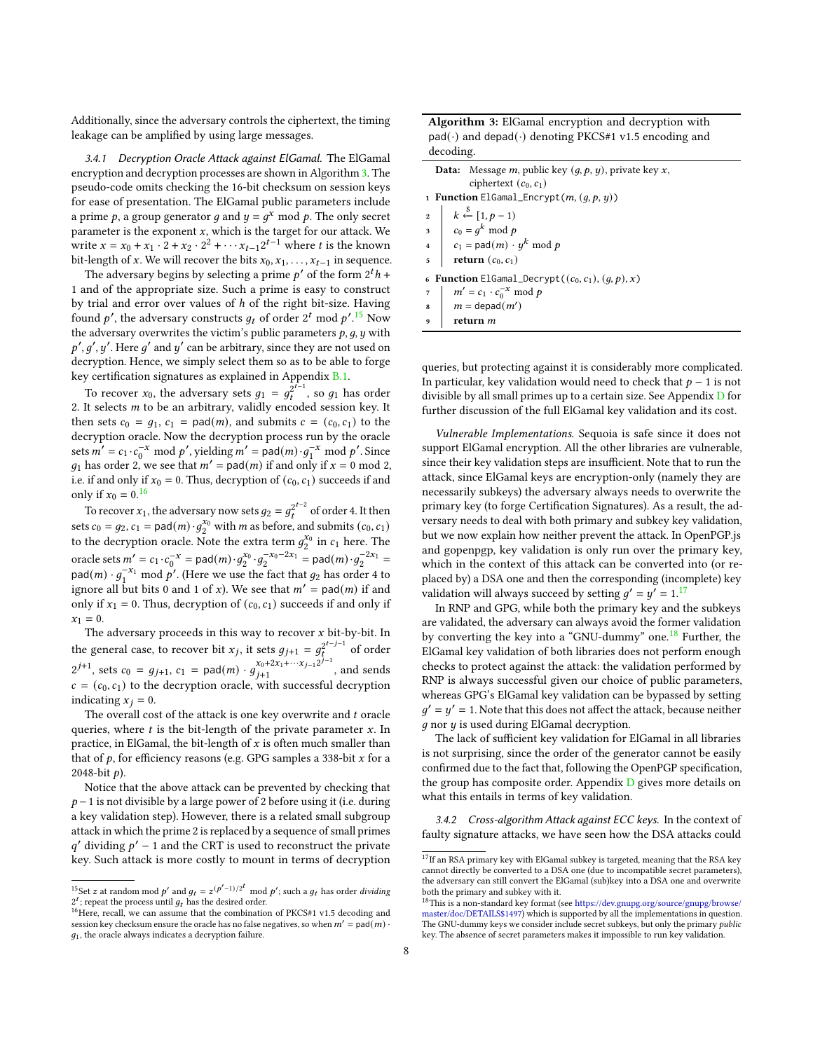Additionally, since the adversary controls the ciphertext, the timing leakage can be amplified by using large messages.

#### 3.4.1 Decryption Oracle Attack against ElGamal.

The ElGamal encryption and decryption processes are shown in Algorithm 3. The pseudo-code omits checking the 16-bit checksum on session keys for ease of presentation. The ElGamal public parameters include a prime $p$, a group generator $g$ and $y = g^x \bmod p$. The only secret parameter is the exponent $x$, which is the target for our attack. We write $x = x_0 + x_1 \cdot 2 + x_2 \cdot 2^2 + \cdots x_{t-1} 2^{t-1}$ where $t$ is the known bit-length of $x$. We will recover the bits $x_0, x_1, \ldots, x_{t-1}$ in sequence.

The adversary begins by selecting a prime $p'$ of the form $2^t h + 1$ and of the appropriate size. Such a prime is easy to construct by trial and error over values of $h$ of the right bit-size. Having found $p'$, the adversary constructs $g_t$ of order $2^t \bmod p'$.[15] Now the adversary overwrites the victim's public parameters $p, g, y$ with $p', g', y'$. Here $g'$ and $y'$ can be arbitrary, since they are not used on decryption. Hence, we simply select them so as to be able to forge key certification signatures as explained in Appendix B.1.

To recover $x_0$, the adversary sets $g_1 = g_t^{2^{t-1}}$, so $g_1$ has order 2. It selects $m$ to be an arbitrary, validly encoded session key. It then sets $c_0 = g_1$, $c_1 = \mathsf{pad}(m)$, and submits $c = (c_0, c_1)$ to the decryption oracle. Now the decryption process run by the oracle sets $m' = c_1 \cdot c_0^{-x} \bmod p'$, yielding $m' = \mathsf{pad}(m) \cdot g_1^{-x} \bmod p'$. Since $g_1$ has order 2, we see that $m' = \mathsf{pad}(m)$ if and only if $x = 0 \bmod 2$, i.e. if and only if $x_0 = 0$. Thus, decryption of $(c_0, c_1)$ succeeds if and only if $x_0 = 0$.[16]

To recover $x_1$, the adversary now sets $g_2 = g_t^{2^{t-2}}$ of order 4. It then sets $c_0 = g_2$, $c_1 = \mathsf{pad}(m) \cdot g_2^{x_0}$ with $m$ as before, and submits $(c_0, c_1)$ to the decryption oracle. Note the extra term $g_2^{x_0}$ in $c_1$ here. The oracle sets $m' = c_1 \cdot c_0^{-x} = \mathsf{pad}(m) \cdot g_2^{x_0} \cdot g_2^{-x_0 - 2x_1} = \mathsf{pad}(m) \cdot g_2^{-2x_1} = \mathsf{pad}(m) \cdot g_1^{-x_1} \bmod p'$. (Here we use the fact that $g_2$ has order 4 to ignore all but bits 0 and 1 of $x$). We see that $m' = \mathsf{pad}(m)$ if and only if $x_1 = 0$. Thus, decryption of $(c_0, c_1)$ succeeds if and only if $x_1 = 0$.

The adversary proceeds in this way to recover $x$ bit-by-bit. In the general case, to recover bit $x_j$, it sets $g_{j+1} = g_t^{2^{t-j-1}}$ of order $2^{j+1}$, sets $c_0 = g_{j+1}$, $c_1 = \mathsf{pad}(m) \cdot g_{j+1}^{x_0 + 2x_1 + \cdots x_{j-1} 2^{j-1}}$, and sends $c = (c_0, c_1)$ to the decryption oracle, with successful decryption indicating $x_j = 0$.

The overall cost of the attack is one key overwrite and $t$ oracle queries, where $t$ is the bit-length of the private parameter $x$. In practice, in ElGamal, the bit-length of $x$ is often much smaller than that of $p$, for efficiency reasons (e.g. GPG samples a 338-bit $x$ for a 2048-bit $p$).

Notice that the above attack can be prevented by checking that $p - 1$ is not divisible by a large power of 2 before using it (i.e. during a key validation step). However, there is a related small subgroup attack in which the prime 2 is replaced by a sequence of small primes $q'$ dividing $p' - 1$ and the CRT is used to reconstruct the private key. Such attack is more costly to mount in terms of decryption queries, but protecting against it is considerably more complicated. In particular, key validation would need to check that $p - 1$ is not divisible by all small primes up to a certain size. See Appendix D for further discussion of the full ElGamal key validation and its cost.

**Algorithm 3:** ElGamal encryption and decryption with $\mathsf{pad}(\cdot)$ and $\mathsf{depad}(\cdot)$ denoting PKCS#1 v1.5 encoding and decoding.

```
Data: Message m, public key (g, p, y), private key x,
      ciphertext (c_0, c_1)
1 Function ElGamal_Encrypt(m, (g, p, y))
2     k <-$ [1, p − 1)
3     c_0 = g^k mod p
4     c_1 = pad(m) · y^k mod p
5     return (c_0, c_1)
6 Function ElGamal_Decrypt((c_0, c_1), (g, p), x)
7     m' = c_1 · c_0^(−x) mod p
8     m = depad(m')
9     return m
```

*Vulnerable Implementations.* Sequoia is safe since it does not support ElGamal encryption. All the other libraries are vulnerable, since their key validation steps are insufficient. Note that to run the attack, since ElGamal keys are encryption-only (namely they are necessarily subkeys) the adversary always needs to overwrite the primary key (to forge Certification Signatures). As a result, the adversary needs to deal with both primary and subkey key validation, but we now explain how neither prevent the attack. In OpenPGP.js and gopenpgp, key validation is only run over the primary key, which in the context of this attack can be converted into (or replaced by) a DSA one and then the corresponding (incomplete) key validation will always succeed by setting $g' = y' = 1$.[17]

In RNP and GPG, while both the primary key and the subkeys are validated, the adversary can always avoid the former validation by converting the key into a "GNU-dummy" one.[18] Further, the ElGamal key validation of both libraries does not perform enough checks to protect against the attack: the validation performed by RNP is always successful given our choice of public parameters, whereas GPG's ElGamal key validation can be bypassed by setting $g' = y' = 1$. Note that this does not affect the attack, because neither $g$ nor $y$ is used during ElGamal decryption.

The lack of sufficient key validation for ElGamal in all libraries is not surprising, since the order of the generator cannot be easily confirmed due to the fact that, following the OpenPGP specification, the group has composite order. Appendix D gives more details on what this entails in terms of key validation.

#### 3.4.2 Cross-algorithm Attack against ECC keys.

In the context of faulty signature attacks, we have seen how the DSA attacks could

---

[15] Set $z$ at random mod $p'$ and $g_t = z^{(p'-1)/2^t} \bmod p'$; such a $g_t$ has order *dividing* $2^t$; repeat the process until $g_t$ has the desired order.

[16] Here, recall, we can assume that the combination of PKCS#1 v1.5 decoding and session key checksum ensure the oracle has no false negatives, so when $m' = \mathsf{pad}(m) \cdot g_1$, the oracle always indicates a decryption failure.

[17] If an RSA primary key with ElGamal subkey is targeted, meaning that the RSA key cannot directly be converted to a DSA one (due to incompatible secret parameters), the adversary can still convert the ElGamal (sub)key into a DSA one and overwrite both the primary and subkey with it.

[18] This is a non-standard key format (see https://dev.gnupg.org/source/gnupg/browse/master/doc/DETAILS$1497) which is supported by all the implementations in question. The GNU-dummy keys we consider include secret subkeys, but only the primary *public* key. The absence of secret parameters makes it impossible to run key validation.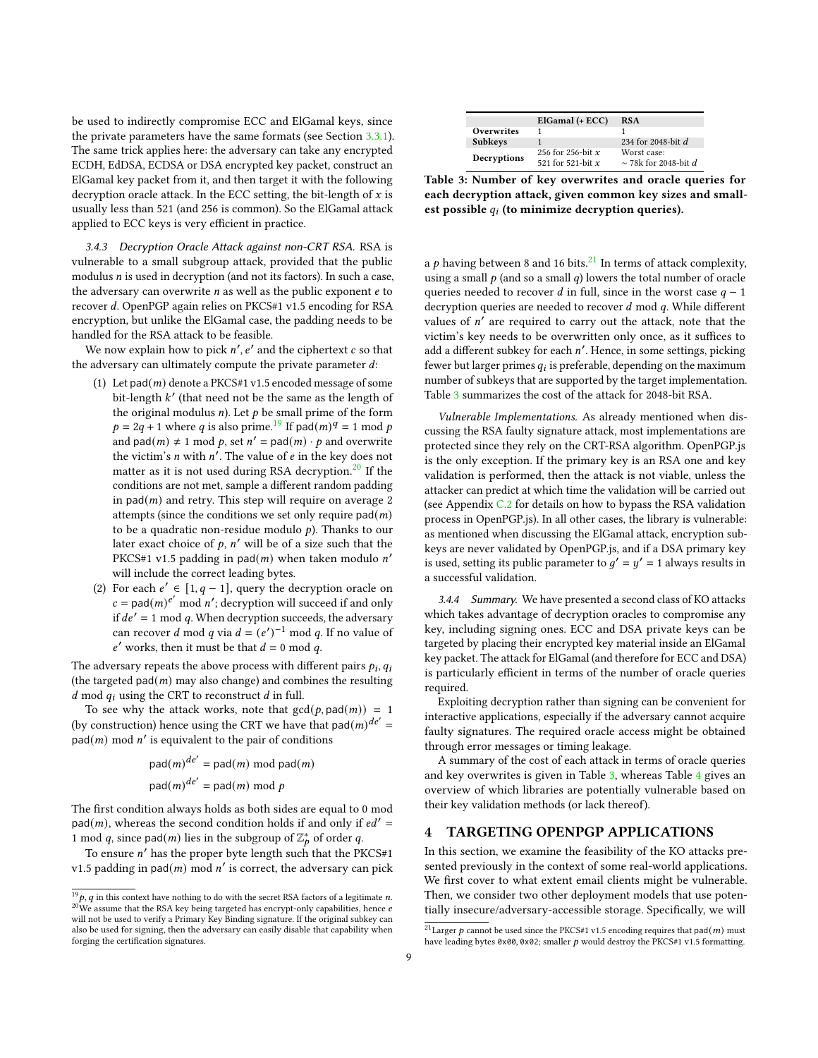be used to indirectly compromise ECC and ElGamal keys, since the private parameters have the same formats (see Section 3.3.1). The same trick applies here: the adversary can take any encrypted ECDH, EdDSA, ECDSA or DSA encrypted key packet, construct an ElGamal key packet from it, and then target it with the following decryption oracle attack. In the ECC setting, the bit-length of $x$ is usually less than 521 (and 256 is common). So the ElGamal attack applied to ECC keys is very efficient in practice.

#### 3.4.3 Decryption Oracle Attack against non-CRT RSA.

RSA is vulnerable to a small subgroup attack, provided that the public modulus $n$ is used in decryption (and not its factors). In such a case, the adversary can overwrite $n$ as well as the public exponent $e$ to recover $d$. OpenPGP again relies on PKCS#1 v1.5 encoding for RSA encryption, but unlike the ElGamal case, the padding needs to be handled for the RSA attack to be feasible.

We now explain how to pick $n', e'$ and the ciphertext $c$ so that the adversary can ultimately compute the private parameter $d$:

(1) Let $\mathsf{pad}(m)$ denote a PKCS#1 v1.5 encoded message of some bit-length $k'$ (that need not be the same as the length of the original modulus $n$). Let $p$ be small prime of the form $p = 2q + 1$ where $q$ is also prime.[19] If $\mathsf{pad}(m)^q = 1 \bmod p$ and $\mathsf{pad}(m) \neq 1 \bmod p$, set $n' = \mathsf{pad}(m) \cdot p$ and overwrite the victim's $n$ with $n'$. The value of $e$ in the key does not matter as it is not used during RSA decryption.[20] If the conditions are not met, sample a different random padding in $\mathsf{pad}(m)$ and retry. This step will require on average 2 attempts (since the conditions we set only require $\mathsf{pad}(m)$ to be a quadratic non-residue modulo $p$). Thanks to our later exact choice of $p$, $n'$ will be of a size such that the PKCS#1 v1.5 padding in $\mathsf{pad}(m)$ when taken modulo $n'$ will include the correct leading bytes.

(2) For each $e' \in [1, q-1]$, query the decryption oracle on $c = \mathsf{pad}(m)^{e'} \bmod n'$; decryption will succeed if and only if $de' = 1 \bmod q$. When decryption succeeds, the adversary can recover $d \bmod q$ via $d = (e')^{-1} \bmod q$. If no value of $e'$ works, then it must be that $d = 0 \bmod q$.

The adversary repeats the above process with different pairs $p_i, q_i$ (the targeted $\mathsf{pad}(m)$ may also change) and combines the resulting $d \bmod q_i$ using the CRT to reconstruct $d$ in full.

To see why the attack works, note that $\gcd(p, \mathsf{pad}(m)) = 1$ (by construction) hence using the CRT we have that $\mathsf{pad}(m)^{de'} = \mathsf{pad}(m) \bmod n'$ is equivalent to the pair of conditions

$$\mathsf{pad}(m)^{de'} = \mathsf{pad}(m) \bmod \mathsf{pad}(m)$$
$$\mathsf{pad}(m)^{de'} = \mathsf{pad}(m) \bmod p$$

The first condition always holds as both sides are equal to 0 mod $\mathsf{pad}(m)$, whereas the second condition holds if and only if $ed' = 1 \bmod q$, since $\mathsf{pad}(m)$ lies in the subgroup of $\mathbb{Z}_p^*$ of order $q$.

To ensure $n'$ has the proper byte length such that the PKCS#1 v1.5 padding in $\mathsf{pad}(m) \bmod n'$ is correct, the adversary can pick a $p$ having between 8 and 16 bits.[21] In terms of attack complexity, using a small $p$ (and so a small $q$) lowers the total number of oracle queries needed to recover $d$ in full, since in the worst case $q-1$ decryption queries are needed to recover $d \bmod q$. While different values of $n'$ are required to carry out the attack, note that the victim's key needs to be overwritten only once, as it suffices to add a different subkey for each $n'$. Hence, in some settings, picking fewer but larger primes $q_i$ is preferable, depending on the maximum number of subkeys that are supported by the target implementation. Table 3 summarizes the cost of the attack for 2048-bit RSA.

|  | ElGamal (+ ECC) | RSA |
|---|---|---|
| **Overwrites** | 1 | 1 |
| **Subkeys** | 1 | 234 for 2048-bit $d$ |
| **Decryptions** | 256 for 256-bit $x$<br>521 for 521-bit $x$ | Worst case:<br>$\sim$ 78k for 2048-bit $d$ |

**Table 3: Number of key overwrites and oracle queries for each decryption attack, given common key sizes and smallest possible $q_i$ (to minimize decryption queries).**

*Vulnerable Implementations.* As already mentioned when discussing the RSA faulty signature attack, most implementations are protected since they rely on the CRT-RSA algorithm. OpenPGP.js is the only exception. If the primary key is an RSA one and key validation is performed, then the attack is not viable, unless the attacker can predict at which time the validation will be carried out (see Appendix C.2 for details on how to bypass the RSA validation process in OpenPGP.js). In all other cases, the library is vulnerable: as mentioned when discussing the ElGamal attack, encryption subkeys are never validated by OpenPGP.js, and if a DSA primary key is used, setting its public parameter to $g' = y' = 1$ always results in a successful validation.

#### 3.4.4 Summary.

We have presented a second class of KO attacks which takes advantage of decryption oracles to compromise any key, including signing ones. ECC and DSA private keys can be targeted by placing their encrypted key material inside an ElGamal key packet. The attack for ElGamal (and therefore for ECC and DSA) is particularly efficient in terms of the number of oracle queries required.

Exploiting decryption rather than signing can be convenient for interactive applications, especially if the adversary cannot acquire faulty signatures. The required oracle access might be obtained through error messages or timing leakage.

A summary of the cost of each attack in terms of oracle queries and key overwrites is given in Table 3, whereas Table 4 gives an overview of which libraries are potentially vulnerable based on their key validation methods (or lack thereof).

## 4 TARGETING OPENPGP APPLICATIONS

In this section, we examine the feasibility of the KO attacks presented previously in the context of some real-world applications. We first cover to what extent email clients might be vulnerable. Then, we consider two other deployment models that use potentially insecure/adversary-accessible storage. Specifically, we will

---

[19] $p, q$ in this context have nothing to do with the secret RSA factors of a legitimate $n$.

[20] We assume that the RSA key being targeted has encrypt-only capabilities, hence $e$ will not be used to verify a Primary Key Binding signature. If the original subkey can also be used for signing, then the adversary can easily disable that capability when forging the certification signatures.

[21] Larger $p$ cannot be used since the PKCS#1 v1.5 encoding requires that $\mathsf{pad}(m)$ must have leading bytes `0x00`, `0x02`; smaller $p$ would destroy the PKCS#1 v1.5 formatting.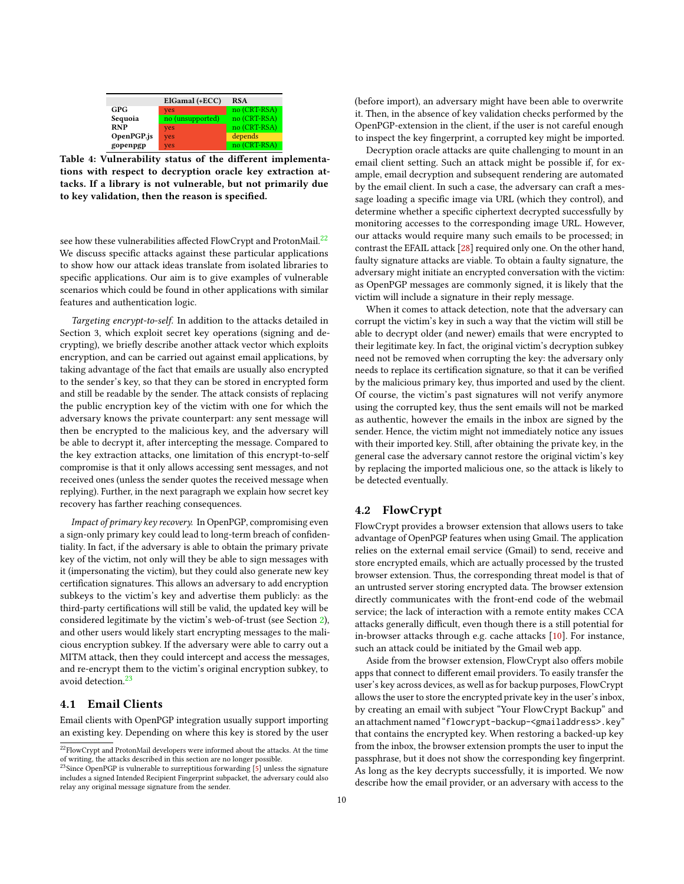|  | ElGamal (+ECC) | RSA |
|---|---|---|
| **GPG** | yes | no (CRT-RSA) |
| **Sequoia** | no (unsupported) | no (CRT-RSA) |
| **RNP** | yes | no (CRT-RSA) |
| **OpenPGP.js** | yes | depends |
| **gopenpgp** | yes | no (CRT-RSA) |

**Table 4: Vulnerability status of the different implementations with respect to decryption oracle key extraction attacks. If a library is not vulnerable, but not primarily due to key validation, then the reason is specified.**

see how these vulnerabilities affected FlowCrypt and ProtonMail.[22] We discuss specific attacks against these particular applications to show how our attack ideas translate from isolated libraries to specific applications. Our aim is to give examples of vulnerable scenarios which could be found in other applications with similar features and authentication logic.

*Targeting encrypt-to-self.* In addition to the attacks detailed in Section 3, which exploit secret key operations (signing and decrypting), we briefly describe another attack vector which exploits encryption, and can be carried out against email applications, by taking advantage of the fact that emails are usually also encrypted to the sender's key, so that they can be stored in encrypted form and still be readable by the sender. The attack consists of replacing the public encryption key of the victim with one for which the adversary knows the private counterpart: any sent message will then be encrypted to the malicious key, and the adversary will be able to decrypt it, after intercepting the message. Compared to the key extraction attacks, one limitation of this encrypt-to-self compromise is that it only allows accessing sent messages, and not received ones (unless the sender quotes the received message when replying). Further, in the next paragraph we explain how secret key recovery has farther reaching consequences.

*Impact of primary key recovery.* In OpenPGP, compromising even a sign-only primary key could lead to long-term breach of confidentiality. In fact, if the adversary is able to obtain the primary private key of the victim, not only will they be able to sign messages with it (impersonating the victim), but they could also generate new key certification signatures. This allows an adversary to add encryption subkeys to the victim's key and advertise them publicly: as the third-party certifications will still be valid, the updated key will be considered legitimate by the victim's web-of-trust (see Section 2), and other users would likely start encrypting messages to the malicious encryption subkey. If the adversary were able to carry out a MITM attack, then they could intercept and access the messages, and re-encrypt them to the victim's original encryption subkey, to avoid detection.[23]

## 4.1 Email Clients

Email clients with OpenPGP integration usually support importing an existing key. Depending on where this key is stored by the user (before import), an adversary might have been able to overwrite it. Then, in the absence of key validation checks performed by the OpenPGP-extension in the client, if the user is not careful enough to inspect the key fingerprint, a corrupted key might be imported.

Decryption oracle attacks are quite challenging to mount in an email client setting. Such an attack might be possible if, for example, email decryption and subsequent rendering are automated by the email client. In such a case, the adversary can craft a message loading a specific image via URL (which they control), and determine whether a specific ciphertext decrypted successfully by monitoring accesses to the corresponding image URL. However, our attacks would require many such emails to be processed; in contrast the EFAIL attack [28] required only one. On the other hand, faulty signature attacks are viable. To obtain a faulty signature, the adversary might initiate an encrypted conversation with the victim: as OpenPGP messages are commonly signed, it is likely that the victim will include a signature in their reply message.

When it comes to attack detection, note that the adversary can corrupt the victim's key in such a way that the victim will still be able to decrypt older (and newer) emails that were encrypted to their legitimate key. In fact, the original victim's decryption subkey need not be removed when corrupting the key: the adversary only needs to replace its certification signature, so that it can be verified by the malicious primary key, thus imported and used by the client. Of course, the victim's past signatures will not verify anymore using the corrupted key, thus the sent emails will not be marked as authentic, however the emails in the inbox are signed by the sender. Hence, the victim might not immediately notice any issues with their imported key. Still, after obtaining the private key, in the general case the adversary cannot restore the original victim's key by replacing the imported malicious one, so the attack is likely to be detected eventually.

## 4.2 FlowCrypt

FlowCrypt provides a browser extension that allows users to take advantage of OpenPGP features when using Gmail. The application relies on the external email service (Gmail) to send, receive and store encrypted emails, which are actually processed by the trusted browser extension. Thus, the corresponding threat model is that of an untrusted server storing encrypted data. The browser extension directly communicates with the front-end code of the webmail service; the lack of interaction with a remote entity makes CCA attacks generally difficult, even though there is a still potential for in-browser attacks through e.g. cache attacks [10]. For instance, such an attack could be initiated by the Gmail web app.

Aside from the browser extension, FlowCrypt also offers mobile apps that connect to different email providers. To easily transfer the user's key across devices, as well as for backup purposes, FlowCrypt allows the user to store the encrypted private key in the user's inbox, by creating an email with subject "Your FlowCrypt Backup" and an attachment named "`flowcrypt-backup-<gmailaddress>.key`" that contains the encrypted key. When restoring a backed-up key from the inbox, the browser extension prompts the user to input the passphrase, but it does not show the corresponding key fingerprint. As long as the key decrypts successfully, it is imported. We now describe how the email provider, or an adversary with access to the

[22] FlowCrypt and ProtonMail developers were informed about the attacks. At the time of writing, the attacks described in this section are no longer possible.

[23] Since OpenPGP is vulnerable to surreptitious forwarding [5] unless the signature includes a signed Intended Recipient Fingerprint subpacket, the adversary could also relay any original message signature from the sender.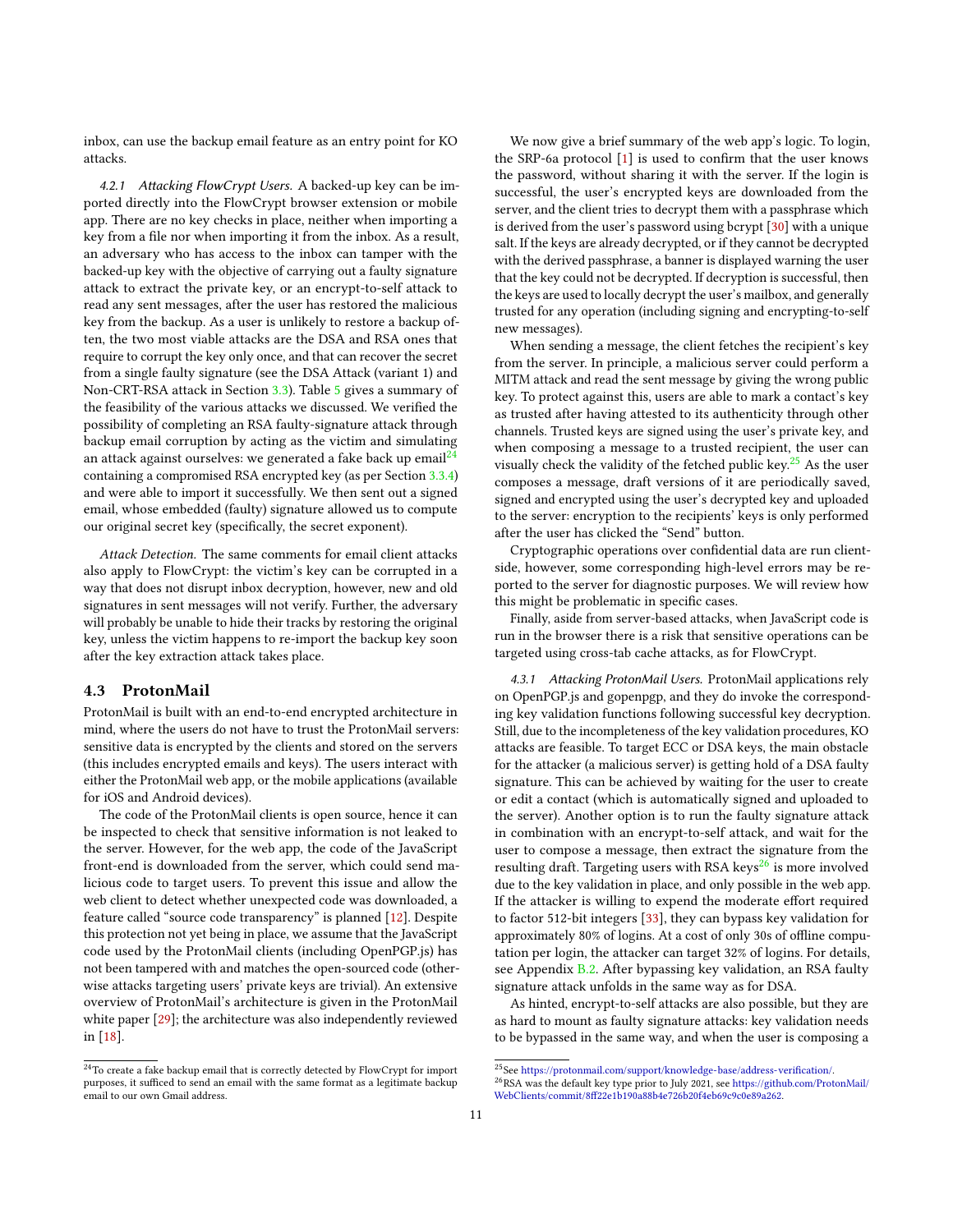inbox, can use the backup email feature as an entry point for KO attacks.

#### 4.2.1 Attacking FlowCrypt Users.

A backed-up key can be imported directly into the FlowCrypt browser extension or mobile app. There are no key checks in place, neither when importing a key from a file nor when importing it from the inbox. As a result, an adversary who has access to the inbox can tamper with the backed-up key with the objective of carrying out a faulty signature attack to extract the private key, or an encrypt-to-self attack to read any sent messages, after the user has restored the malicious key from the backup. As a user is unlikely to restore a backup often, the two most viable attacks are the DSA and RSA ones that require to corrupt the key only once, and that can recover the secret from a single faulty signature (see the DSA Attack (variant 1) and Non-CRT-RSA attack in Section 3.3). Table 5 gives a summary of the feasibility of the various attacks we discussed. We verified the possibility of completing an RSA faulty-signature attack through backup email corruption by acting as the victim and simulating an attack against ourselves: we generated a fake back up email[24] containing a compromised RSA encrypted key (as per Section 3.3.4) and were able to import it successfully. We then sent out a signed email, whose embedded (faulty) signature allowed us to compute our original secret key (specifically, the secret exponent).

*Attack Detection.* The same comments for email client attacks also apply to FlowCrypt: the victim's key can be corrupted in a way that does not disrupt inbox decryption, however, new and old signatures in sent messages will not verify. Further, the adversary will probably be unable to hide their tracks by restoring the original key, unless the victim happens to re-import the backup key soon after the key extraction attack takes place.

### 4.3 ProtonMail

ProtonMail is built with an end-to-end encrypted architecture in mind, where the users do not have to trust the ProtonMail servers: sensitive data is encrypted by the clients and stored on the servers (this includes encrypted emails and keys). The users interact with either the ProtonMail web app, or the mobile applications (available for iOS and Android devices).

The code of the ProtonMail clients is open source, hence it can be inspected to check that sensitive information is not leaked to the server. However, for the web app, the code of the JavaScript front-end is downloaded from the server, which could send malicious code to target users. To prevent this issue and allow the web client to detect whether unexpected code was downloaded, a feature called "source code transparency" is planned [12]. Despite this protection not yet being in place, we assume that the JavaScript code used by the ProtonMail clients (including OpenPGP.js) has not been tampered with and matches the open-sourced code (otherwise attacks targeting users' private keys are trivial). An extensive overview of ProtonMail's architecture is given in the ProtonMail white paper [29]; the architecture was also independently reviewed in [18].

We now give a brief summary of the web app's logic. To login, the SRP-6a protocol [1] is used to confirm that the user knows the password, without sharing it with the server. If the login is successful, the user's encrypted keys are downloaded from the server, and the client tries to decrypt them with a passphrase which is derived from the user's password using bcrypt [30] with a unique salt. If the keys are already decrypted, or if they cannot be decrypted with the derived passphrase, a banner is displayed warning the user that the key could not be decrypted. If decryption is successful, then the keys are used to locally decrypt the user's mailbox, and generally trusted for any operation (including signing and encrypting-to-self new messages).

When sending a message, the client fetches the recipient's key from the server. In principle, a malicious server could perform a MITM attack and read the sent message by giving the wrong public key. To protect against this, users are able to mark a contact's key as trusted after having attested to its authenticity through other channels. Trusted keys are signed using the user's private key, and when composing a message to a trusted recipient, the user can visually check the validity of the fetched public key.[25] As the user composes a message, draft versions of it are periodically saved, signed and encrypted using the user's decrypted key and uploaded to the server: encryption to the recipients' keys is only performed after the user has clicked the "Send" button.

Cryptographic operations over confidential data are run client-side, however, some corresponding high-level errors may be reported to the server for diagnostic purposes. We will review how this might be problematic in specific cases.

Finally, aside from server-based attacks, when JavaScript code is run in the browser there is a risk that sensitive operations can be targeted using cross-tab cache attacks, as for FlowCrypt.

#### 4.3.1 Attacking ProtonMail Users.

ProtonMail applications rely on OpenPGP.js and gopenpgp, and they do invoke the corresponding key validation functions following successful key decryption. Still, due to the incompleteness of the key validation procedures, KO attacks are feasible. To target ECC or DSA keys, the main obstacle for the attacker (a malicious server) is getting hold of a DSA faulty signature. This can be achieved by waiting for the user to create or edit a contact (which is automatically signed and uploaded to the server). Another option is to run the faulty signature attack in combination with an encrypt-to-self attack, and wait for the user to compose a message, then extract the signature from the resulting draft. Targeting users with RSA keys[26] is more involved due to the key validation in place, and only possible in the web app. If the attacker is willing to expend the moderate effort required to factor 512-bit integers [33], they can bypass key validation for approximately 80% of logins. At a cost of only 30s of offline computation per login, the attacker can target 32% of logins. For details, see Appendix B.2. After bypassing key validation, an RSA faulty signature attack unfolds in the same way as for DSA.

As hinted, encrypt-to-self attacks are also possible, but they are as hard to mount as faulty signature attacks: key validation needs to be bypassed in the same way, and when the user is composing a

---

[24] To create a fake backup email that is correctly detected by FlowCrypt for import purposes, it sufficed to send an email with the same format as a legitimate backup email to our own Gmail address.

[25] See https://protonmail.com/support/knowledge-base/address-verification/.

[26] RSA was the default key type prior to July 2021, see https://github.com/ProtonMail/WebClients/commit/8ff22e1b190a88b4e726b20f4eb69c9c0e89a262.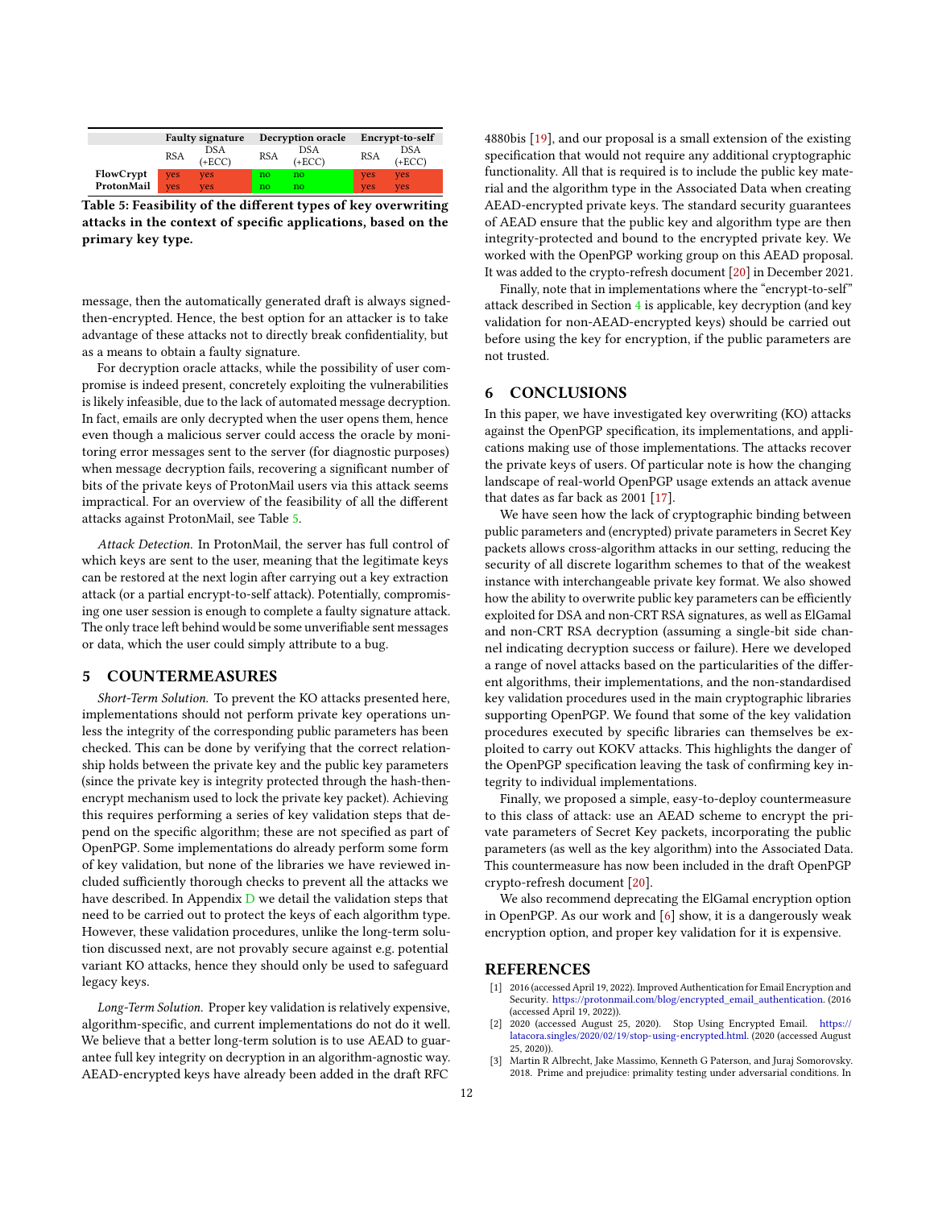| | Faulty signature | | Decryption oracle | | Encrypt-to-self | |
|---|---|---|---|---|---|---|
| | RSA | DSA (+ECC) | RSA | DSA (+ECC) | RSA | DSA (+ECC) |
| **FlowCrypt** | yes | yes | no | no | yes | yes |
| **ProtonMail** | yes | yes | no | no | yes | yes |

**Table 5: Feasibility of the different types of key overwriting attacks in the context of specific applications, based on the primary key type.**

message, then the automatically generated draft is always signed-then-encrypted. Hence, the best option for an attacker is to take advantage of these attacks not to directly break confidentiality, but as a means to obtain a faulty signature.

For decryption oracle attacks, while the possibility of user compromise is indeed present, concretely exploiting the vulnerabilities is likely infeasible, due to the lack of automated message decryption. In fact, emails are only decrypted when the user opens them, hence even though a malicious server could access the oracle by monitoring error messages sent to the server (for diagnostic purposes) when message decryption fails, recovering a significant number of bits of the private keys of ProtonMail users via this attack seems impractical. For an overview of the feasibility of all the different attacks against ProtonMail, see Table 5.

*Attack Detection.* In ProtonMail, the server has full control of which keys are sent to the user, meaning that the legitimate keys can be restored at the next login after carrying out a key extraction attack (or a partial encrypt-to-self attack). Potentially, compromising one user session is enough to complete a faulty signature attack. The only trace left behind would be some unverifiable sent messages or data, which the user could simply attribute to a bug.

## 5 COUNTERMEASURES

*Short-Term Solution.* To prevent the KO attacks presented here, implementations should not perform private key operations unless the integrity of the corresponding public parameters has been checked. This can be done by verifying that the correct relationship holds between the private key and the public key parameters (since the private key is integrity protected through the hash-then-encrypt mechanism used to lock the private key packet). Achieving this requires performing a series of key validation steps that depend on the specific algorithm; these are not specified as part of OpenPGP. Some implementations do already perform some form of key validation, but none of the libraries we have reviewed included sufficiently thorough checks to prevent all the attacks we have described. In Appendix D we detail the validation steps that need to be carried out to protect the keys of each algorithm type. However, these validation procedures, unlike the long-term solution discussed next, are not provably secure against e.g. potential variant KO attacks, hence they should only be used to safeguard legacy keys.

*Long-Term Solution.* Proper key validation is relatively expensive, algorithm-specific, and current implementations do not do it well. We believe that a better long-term solution is to use AEAD to guarantee full key integrity on decryption in an algorithm-agnostic way. AEAD-encrypted keys have already been added in the draft RFC 4880bis [19], and our proposal is a small extension of the existing specification that would not require any additional cryptographic functionality. All that is required is to include the public key material and the algorithm type in the Associated Data when creating AEAD-encrypted private keys. The standard security guarantees of AEAD ensure that the public key and algorithm type are then integrity-protected and bound to the encrypted private key. We worked with the OpenPGP working group on this AEAD proposal. It was added to the crypto-refresh document [20] in December 2021.

Finally, note that in implementations where the "encrypt-to-self" attack described in Section 4 is applicable, key decryption (and key validation for non-AEAD-encrypted keys) should be carried out before using the key for encryption, if the public parameters are not trusted.

## 6 CONCLUSIONS

In this paper, we have investigated key overwriting (KO) attacks against the OpenPGP specification, its implementations, and applications making use of those implementations. The attacks recover the private keys of users. Of particular note is how the changing landscape of real-world OpenPGP usage extends an attack avenue that dates as far back as 2001 [17].

We have seen how the lack of cryptographic binding between public parameters and (encrypted) private parameters in Secret Key packets allows cross-algorithm attacks in our setting, reducing the security of all discrete logarithm schemes to that of the weakest instance with interchangeable private key format. We also showed how the ability to overwrite public key parameters can be efficiently exploited for DSA and non-CRT RSA signatures, as well as ElGamal and non-CRT RSA decryption (assuming a single-bit side channel indicating decryption success or failure). Here we developed a range of novel attacks based on the particularities of the different algorithms, their implementations, and the non-standardised key validation procedures used in the main cryptographic libraries supporting OpenPGP. We found that some of the key validation procedures executed by specific libraries can themselves be exploited to carry out KOKV attacks. This highlights the danger of the OpenPGP specification leaving the task of confirming key integrity to individual implementations.

Finally, we proposed a simple, easy-to-deploy countermeasure to this class of attack: use an AEAD scheme to encrypt the private parameters of Secret Key packets, incorporating the public parameters (as well as the key algorithm) into the Associated Data. This countermeasure has now been included in the draft OpenPGP crypto-refresh document [20].

We also recommend deprecating the ElGamal encryption option in OpenPGP. As our work and [6] show, it is a dangerously weak encryption option, and proper key validation for it is expensive.

## REFERENCES

[1] 2016 (accessed April 19, 2022). Improved Authentication for Email Encryption and Security. https://protonmail.com/blog/encrypted_email_authentication. (2016 (accessed April 19, 2022)).

[2] 2020 (accessed August 25, 2020). Stop Using Encrypted Email. https://latacora.singles/2020/02/19/stop-using-encrypted.html. (2020 (accessed August 25, 2020)).

[3] Martin R Albrecht, Jake Massimo, Kenneth G Paterson, and Juraj Somorovsky. 2018. Prime and prejudice: primality testing under adversarial conditions. In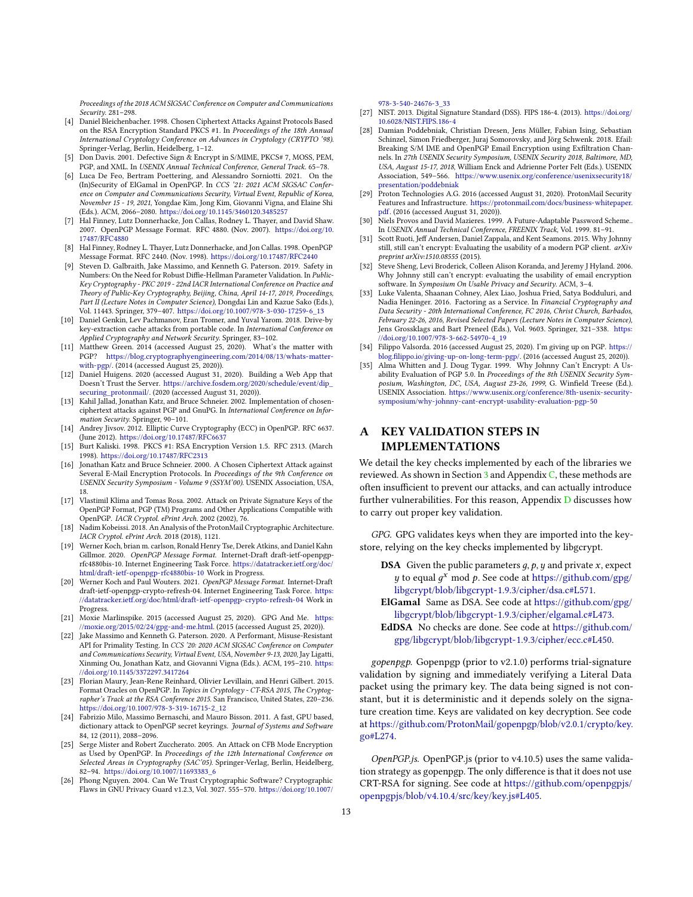Proceedings of the 2018 ACM SIGSAC Conference on Computer and Communications Security. 281–298.

[4] Daniel Bleichenbacher. 1998. Chosen Ciphertext Attacks Against Protocols Based on the RSA Encryption Standard PKCS #1. In *Proceedings of the 18th Annual International Cryptology Conference on Advances in Cryptology (CRYPTO '98)*. Springer-Verlag, Berlin, Heidelberg, 1–12.

[5] Don Davis. 2001. Defective Sign & Encrypt in S/MIME, PKCS# 7, MOSS, PEM, PGP, and XML. In *USENIX Annual Technical Conference, General Track*. 65–78.

[6] Luca De Feo, Bertram Poettering, and Alessandro Sorniotti. 2021. On the (In)Security of ElGamal in OpenPGP. In *CCS '21: 2021 ACM SIGSAC Conference on Computer and Communications Security, Virtual Event, Republic of Korea, November 15 - 19, 2021*, Yongdae Kim, Jong Kim, Giovanni Vigna, and Elaine Shi (Eds.). ACM, 2066–2080. https://doi.org/10.1145/3460120.3485257

[7] Hal Finney, Lutz Donnerhacke, Jon Callas, Rodney L. Thayer, and David Shaw. 2007. OpenPGP Message Format. RFC 4880. (Nov. 2007). https://doi.org/10.17487/RFC4880

[8] Hal Finney, Rodney L. Thayer, Lutz Donnerhacke, and Jon Callas. 1998. OpenPGP Message Format. RFC 2440. (Nov. 1998). https://doi.org/10.17487/RFC2440

[9] Steven D. Galbraith, Jake Massimo, and Kenneth G. Paterson. 2019. Safety in Numbers: On the Need for Robust Diffie-Hellman Parameter Validation. In *Public-Key Cryptography - PKC 2019 - 22nd IACR International Conference on Practice and Theory of Public-Key Cryptography, Beijing, China, April 14-17, 2019, Proceedings, Part II (Lecture Notes in Computer Science)*, Dongdai Lin and Kazue Sako (Eds.), Vol. 11443. Springer, 379–407. https://doi.org/10.1007/978-3-030-17259-6_13

[10] Daniel Genkin, Lev Pachmanov, Eran Tromer, and Yuval Yarom. 2018. Drive-by key-extraction cache attacks from portable code. In *International Conference on Applied Cryptography and Network Security*. Springer, 83–102.

[11] Matthew Green. 2014 (accessed August 25, 2020). What's the matter with PGP? https://blog.cryptographyengineering.com/2014/08/13/whats-matter-with-pgp/. (2014 (accessed August 25, 2020)).

[12] Daniel Huigens. 2020 (accessed August 31, 2020). Building a Web App that Doesn't Trust the Server. https://archive.fosdem.org/2020/schedule/event/dip_securing_protonmail/. (2020 (accessed August 31, 2020)).

[13] Kahil Jallad, Jonathan Katz, and Bruce Schneier. 2002. Implementation of chosen-ciphertext attacks against PGP and GnuPG. In *International Conference on Information Security*. Springer, 90–101.

[14] Andrey Jivsov. 2012. Elliptic Curve Cryptography (ECC) in OpenPGP. RFC 6637. (June 2012). https://doi.org/10.17487/RFC6637

[15] Burt Kaliski. 1998. PKCS #1: RSA Encryption Version 1.5. RFC 2313. (March 1998). https://doi.org/10.17487/RFC2313

[16] Jonathan Katz and Bruce Schneier. 2000. A Chosen Ciphertext Attack against Several E-Mail Encryption Protocols. In *Proceedings of the 9th Conference on USENIX Security Symposium - Volume 9 (SSYM'00)*. USENIX Association, USA, 18.

[17] Vlastimil Klíma and Tomas Rosa. 2002. Attack on Private Signature Keys of the OpenPGP Format, PGP (TM) Programs and Other Applications Compatible with OpenPGP. *IACR Cryptol. ePrint Arch.* 2002 (2002), 76.

[18] Nadim Kobeissi. 2018. An Analysis of the ProtonMail Cryptographic Architecture. *IACR Cryptol. ePrint Arch.* 2018 (2018), 1121.

[19] Werner Koch, brian m. carlson, Ronald Henry Tse, Derek Atkins, and Daniel Kahn Gillmor. 2020. *OpenPGP Message Format*. Internet-Draft draft-ietf-openpgp-rfc4880bis-10. Internet Engineering Task Force. https://datatracker.ietf.org/doc/html/draft-ietf-openpgp-rfc4880bis-10 Work in Progress.

[20] Werner Koch and Paul Wouters. 2021. *OpenPGP Message Format*. Internet-Draft draft-ietf-openpgp-crypto-refresh-04. Internet Engineering Task Force. https://datatracker.ietf.org/doc/html/draft-ietf-openpgp-crypto-refresh-04 Work in Progress.

[21] Moxie Marlinspike. 2015 (accessed August 25, 2020). GPG And Me. https://moxie.org/2015/02/24/gpg-and-me.html. (2015 (accessed August 25, 2020)).

[22] Jake Massimo and Kenneth G. Paterson. 2020. A Performant, Misuse-Resistant API for Primality Testing. In *CCS '20: 2020 ACM SIGSAC Conference on Computer and Communications Security, Virtual Event, USA, November 9-13, 2020*, Jay Ligatti, Xinming Ou, Jonathan Katz, and Giovanni Vigna (Eds.). ACM, 195–210. https://doi.org/10.1145/3372297.3417264

[23] Florian Maury, Jean-Rene Reinhard, Olivier Levillain, and Henri Gilbert. 2015. Format Oracles on OpenPGP. In *Topics in Cryptology - CT-RSA 2015, The Cryptographer's Track at the RSA Conference 2015*. San Francisco, United States, 220–236. https://doi.org/10.1007/978-3-319-16715-2_12

[24] Fabrizio Milo, Massimo Bernaschi, and Mauro Bisson. 2011. A fast, GPU based, dictionary attack to OpenPGP secret keyrings. *Journal of Systems and Software* 84, 12 (2011), 2088–2096.

[25] Serge Mister and Robert Zuccherato. 2005. An Attack on CFB Mode Encryption as Used by OpenPGP. In *Proceedings of the 12th International Conference on Selected Areas in Cryptography (SAC'05)*. Springer-Verlag, Berlin, Heidelberg, 82–94. https://doi.org/10.1007/11693383_6

[26] Phong Nguyen. 2004. Can We Trust Cryptographic Software? Cryptographic Flaws in GNU Privacy Guard v1.2.3, Vol. 3027. 555–570. https://doi.org/10.1007/978-3-540-24676-3_33

[27] NIST. 2013. Digital Signature Standard (DSS). FIPS 186-4. (2013). https://doi.org/10.6028/NIST.FIPS.186-4

[28] Damian Poddebniak, Christian Dresen, Jens Müller, Fabian Ising, Sebastian Schinzel, Simon Friedberger, Juraj Somorovsky, and Jörg Schwenk. 2018. Efail: Breaking S/MIME and OpenPGP Email Encryption using Exfiltration Channels. In *27th USENIX Security Symposium, USENIX Security 2018, Baltimore, MD, USA, August 15-17, 2018*, William Enck and Adrienne Porter Felt (Eds.). USENIX Association, 549–566. https://www.usenix.org/conference/usenixsecurity18/presentation/poddebniak

[29] Proton Technologies A.G. 2016 (accessed August 31, 2020). ProtonMail Security Features and Infrastructure. https://protonmail.com/docs/business-whitepaper.pdf. (2016 (accessed August 31, 2020)).

[30] Niels Provos and David Mazieres. 1999. A Future-Adaptable Password Scheme.. In *USENIX Annual Technical Conference, FREENIX Track*, Vol. 1999. 81–91.

[31] Scott Ruoti, Jeff Andersen, Daniel Zappala, and Kent Seamons. 2015. Why Johnny still, still can't encrypt: Evaluating the usability of a modern PGP client. *arXiv preprint arXiv:1510.08555* (2015).

[32] Steve Sheng, Levi Broderick, Colleen Alison Koranda, and Jeremy J Hyland. 2006. Why Johnny still can't encrypt: evaluating the usability of email encryption software. In *Symposium On Usable Privacy and Security*. ACM, 3–4.

[33] Luke Valenta, Shaanan Cohney, Alex Liao, Joshua Fried, Satya Bodduluri, and Nadia Heninger. 2016. Factoring as a Service. In *Financial Cryptography and Data Security - 20th International Conference, FC 2016, Christ Church, Barbados, February 22-26, 2016, Revised Selected Papers (Lecture Notes in Computer Science)*, Jens Grossklags and Bart Preneel (Eds.), Vol. 9603. Springer, 321–338. https://doi.org/10.1007/978-3-662-54970-4_19

[34] Filippo Valsorda. 2016 (accessed August 25, 2020). I'm giving up on PGP. https://blog.filippo.io/giving-up-on-long-term-pgp/. (2016 (accessed August 25, 2020)).

[35] Alma Whitten and J. Doug Tygar. 1999. Why Johnny Can't Encrypt: A Usability Evaluation of PGP 5.0. In *Proceedings of the 8th USENIX Security Symposium, Washington, DC, USA, August 23-26, 1999*, G. Winfield Treese (Ed.). USENIX Association. https://www.usenix.org/conference/8th-usenix-security-symposium/why-johnny-cant-encrypt-usability-evaluation-pgp-50

# A KEY VALIDATION STEPS IN IMPLEMENTATIONS

We detail the key checks implemented by each of the libraries we reviewed. As shown in Section 3 and Appendix C, these methods are often insufficient to prevent our attacks, and can actually introduce further vulnerabilities. For this reason, Appendix D discusses how to carry out proper key validation.

*GPG.* GPG validates keys when they are imported into the keystore, relying on the key checks implemented by libgcrypt.

- **DSA** Given the public parameters $g, p, y$ and private $x$, expect $y$ to equal $g^x \bmod p$. See code at https://github.com/gpg/libgcrypt/blob/libgcrypt-1.9.3/cipher/dsa.c#L571.
- **ElGamal** Same as DSA. See code at https://github.com/gpg/libgcrypt/blob/libgcrypt-1.9.3/cipher/elgamal.c#L473.
- **EdDSA** No checks are done. See code at https://github.com/gpg/libgcrypt/blob/libgcrypt-1.9.3/cipher/ecc.c#L450.

*gopenpgp.* Gopenpgp (prior to v2.1.0) performs trial-signature validation by signing and immediately verifying a Literal Data packet using the primary key. The data being signed is not constant, but it is deterministic and it depends solely on the signature creation time. Keys are validated on key decryption. See code at https://github.com/ProtonMail/gopenpgp/blob/v2.0.1/crypto/key.go#L274.

*OpenPGP.js.* OpenPGP.js (prior to v4.10.5) uses the same validation strategy as gopenpgp. The only difference is that it does not use CRT-RSA for signing. See code at https://github.com/openpgpjs/openpgpjs/blob/v4.10.4/src/key/key.js#L405.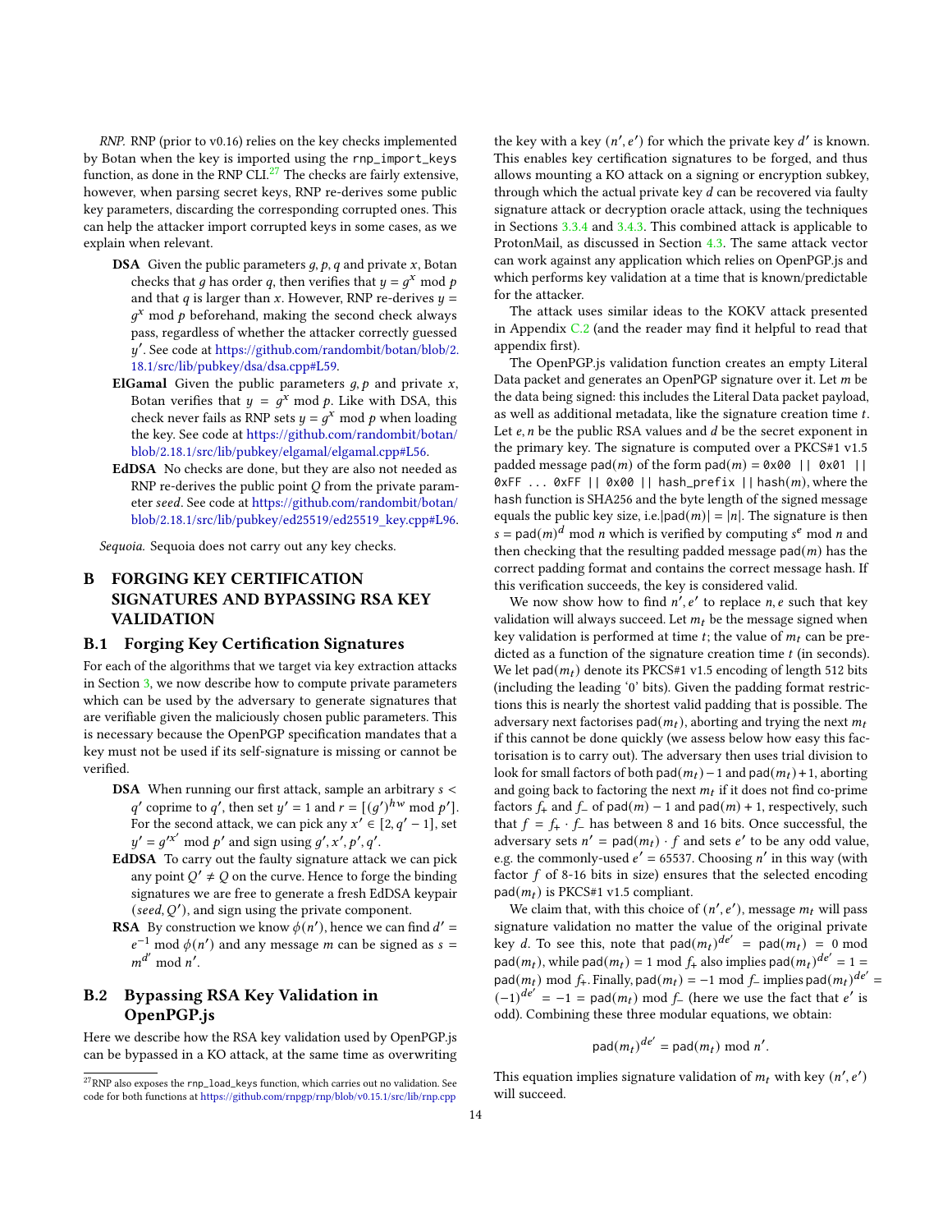*RNP.* RNP (prior to v0.16) relies on the key checks implemented by Botan when the key is imported using the `rnp_import_keys` function, as done in the RNP CLI.[27] The checks are fairly extensive, however, when parsing secret keys, RNP re-derives some public key parameters, discarding the corresponding corrupted ones. This can help the attacker import corrupted keys in some cases, as we explain when relevant.

**DSA** Given the public parameters $g, p, q$ and private $x$, Botan checks that $g$ has order $q$, then verifies that $y = g^x \bmod p$ and that $q$ is larger than $x$. However, RNP re-derives $y = g^x \bmod p$ beforehand, making the second check always pass, regardless of whether the attacker correctly guessed $y'$. See code at https://github.com/randombit/botan/blob/2.18.1/src/lib/pubkey/dsa/dsa.cpp#L59.

**ElGamal** Given the public parameters $g, p$ and private $x$, Botan verifies that $y = g^x \bmod p$. Like with DSA, this check never fails as RNP sets $y = g^x \bmod p$ when loading the key. See code at https://github.com/randombit/botan/blob/2.18.1/src/lib/pubkey/elgamal/elgamal.cpp#L56.

**EdDSA** No checks are done, but they are also not needed as RNP re-derives the public point $Q$ from the private parameter *seed*. See code at https://github.com/randombit/botan/blob/2.18.1/src/lib/pubkey/ed25519/ed25519_key.cpp#L96.

*Sequoia.* Sequoia does not carry out any key checks.

# B FORGING KEY CERTIFICATION SIGNATURES AND BYPASSING RSA KEY VALIDATION

## B.1 Forging Key Certification Signatures

For each of the algorithms that we target via key extraction attacks in Section 3, we now describe how to compute private parameters which can be used by the adversary to generate signatures that are verifiable given the maliciously chosen public parameters. This is necessary because the OpenPGP specification mandates that a key must not be used if its self-signature is missing or cannot be verified.

**DSA** When running our first attack, sample an arbitrary $s < q'$ coprime to $q'$, then set $y' = 1$ and $r = [(g')^{hw} \bmod p']$. For the second attack, we can pick any $x' \in [2, q' - 1]$, set $y' = g'^{x'} \bmod p'$ and sign using $g', x', p', q'$.

**EdDSA** To carry out the faulty signature attack we can pick any point $Q' \neq Q$ on the curve. Hence to forge the binding signatures we are free to generate a fresh EdDSA keypair $(seed, Q')$, and sign using the private component.

**RSA** By construction we know $\phi(n')$, hence we can find $d' = e^{-1} \bmod \phi(n')$ and any message $m$ can be signed as $s = m^{d'} \bmod n'$.

## B.2 Bypassing RSA Key Validation in OpenPGP.js

Here we describe how the RSA key validation used by OpenPGP.js can be bypassed in a KO attack, at the same time as overwriting the key with a key $(n', e')$ for which the private key $d'$ is known. This enables key certification signatures to be forged, and thus allows mounting a KO attack on a signing or encryption subkey, through which the actual private key $d$ can be recovered via faulty signature attack or decryption oracle attack, using the techniques in Sections 3.3.4 and 3.4.3. This combined attack is applicable to ProtonMail, as discussed in Section 4.3. The same attack vector can work against any application which relies on OpenPGP.js and which performs key validation at a time that is known/predictable for the attacker.

The attack uses similar ideas to the KOKV attack presented in Appendix C.2 (and the reader may find it helpful to read that appendix first).

The OpenPGP.js validation function creates an empty Literal Data packet and generates an OpenPGP signature over it. Let $m$ be the data being signed: this includes the Literal Data packet payload, as well as additional metadata, like the signature creation time $t$. Let $e, n$ be the public RSA values and $d$ be the secret exponent in the primary key. The signature is computed over a PKCS#1 v1.5 padded message $\mathsf{pad}(m)$ of the form $\mathsf{pad}(m) =$ `0x00 || 0x01 || 0xFF ... 0xFF || 0x00 || hash_prefix || hash(m)`, where the `hash` function is SHA256 and the byte length of the signed message equals the public key size, i.e. $|\mathsf{pad}(m)| = |n|$. The signature is then $s = \mathsf{pad}(m)^d \bmod n$ which is verified by computing $s^e \bmod n$ and then checking that the resulting padded message $\mathsf{pad}(m)$ has the correct padding format and contains the correct message hash. If this verification succeeds, the key is considered valid.

We now show how to find $n', e'$ to replace $n, e$ such that key validation will always succeed. Let $m_t$ be the message signed when key validation is performed at time $t$; the value of $m_t$ can be predicted as a function of the signature creation time $t$ (in seconds). We let $\mathsf{pad}(m_t)$ denote its PKCS#1 v1.5 encoding of length 512 bits (including the leading '0' bits). Given the padding format restrictions this is nearly the shortest valid padding that is possible. The adversary next factorises $\mathsf{pad}(m_t)$, aborting and trying the next $m_t$ if this cannot be done quickly (we assess below how easy this factorisation is to carry out). The adversary then uses trial division to look for small factors of both $\mathsf{pad}(m_t) - 1$ and $\mathsf{pad}(m_t) + 1$, aborting and going back to factoring the next $m_t$ if it does not find co-prime factors $f_+$ and $f_-$ of $\mathsf{pad}(m) - 1$ and $\mathsf{pad}(m) + 1$, respectively, such that $f = f_+ \cdot f_-$ has between 8 and 16 bits. Once successful, the adversary sets $n' = \mathsf{pad}(m_t) \cdot f$ and sets $e'$ to be any odd value, e.g. the commonly-used $e' = 65537$. Choosing $n'$ in this way (with factor $f$ of 8-16 bits in size) ensures that the selected encoding $\mathsf{pad}(m_t)$ is PKCS#1 v1.5 compliant.

We claim that, with this choice of $(n', e')$, message $m_t$ will pass signature validation no matter the value of the original private key $d$. To see this, note that $\mathsf{pad}(m_t)^{de'} = \mathsf{pad}(m_t) = 0 \bmod \mathsf{pad}(m_t)$, while $\mathsf{pad}(m_t) = 1 \bmod f_+$ also implies $\mathsf{pad}(m_t)^{de'} = 1 = \mathsf{pad}(m_t) \bmod f_+$. Finally, $\mathsf{pad}(m_t) = -1 \bmod f_-$ implies $\mathsf{pad}(m_t)^{de'} = (-1)^{de'} = -1 = \mathsf{pad}(m_t) \bmod f_-$ (here we use the fact that $e'$ is odd). Combining these three modular equations, we obtain:

$$\mathsf{pad}(m_t)^{de'} = \mathsf{pad}(m_t) \bmod n'.$$

This equation implies signature validation of $m_t$ with key $(n', e')$ will succeed.

[27] RNP also exposes the `rnp_load_keys` function, which carries out no validation. See code for both functions at https://github.com/rnpgp/rnp/blob/v0.15.1/src/lib/rnp.cpp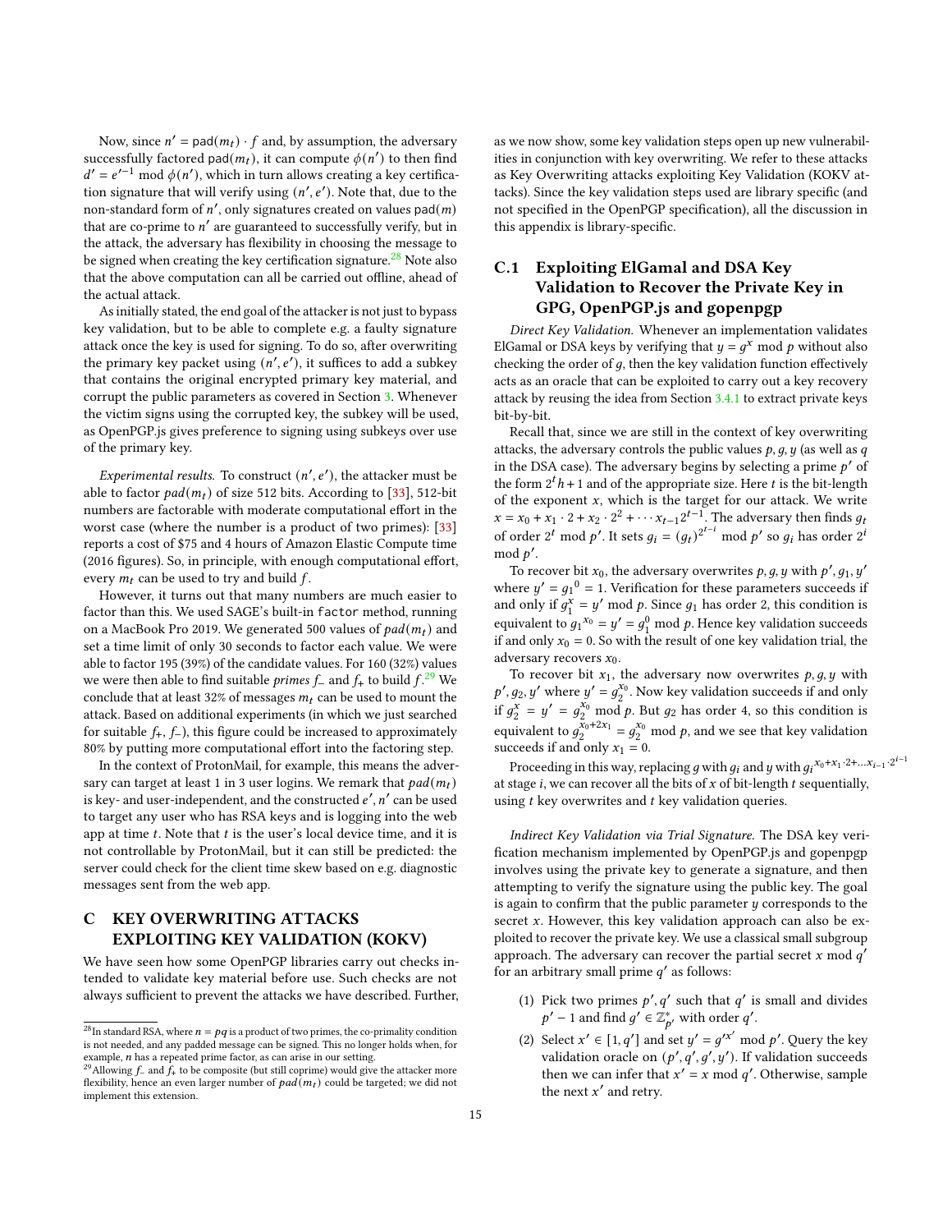Now, since $n' = \mathsf{pad}(m_t) \cdot f$ and, by assumption, the adversary successfully factored $\mathsf{pad}(m_t)$, it can compute $\phi(n')$ to then find $d' = e'^{-1} \bmod \phi(n')$, which in turn allows creating a key certification signature that will verify using $(n', e')$. Note that, due to the non-standard form of $n'$, only signatures created on values $\mathsf{pad}(m)$ that are co-prime to $n'$ are guaranteed to successfully verify, but in the attack, the adversary has flexibility in choosing the message to be signed when creating the key certification signature.[28] Note also that the above computation can all be carried out offline, ahead of the actual attack.

As initially stated, the end goal of the attacker is not just to bypass key validation, but to be able to complete e.g. a faulty signature attack once the key is used for signing. To do so, after overwriting the primary key packet using $(n', e')$, it suffices to add a subkey that contains the original encrypted primary key material, and corrupt the public parameters as covered in Section 3. Whenever the victim signs using the corrupted key, the subkey will be used, as OpenPGP.js gives preference to signing using subkeys over use of the primary key.

*Experimental results.* To construct $(n', e')$, the attacker must be able to factor $pad(m_t)$ of size 512 bits. According to [33], 512-bit numbers are factorable with moderate computational effort in the worst case (where the number is a product of two primes): [33] reports a cost of \$75 and 4 hours of Amazon Elastic Compute time (2016 figures). So, in principle, with enough computational effort, every $m_t$ can be used to try and build $f$.

However, it turns out that many numbers are much easier to factor than this. We used SAGE's built-in `factor` method, running on a MacBook Pro 2019. We generated 500 values of $pad(m_t)$ and set a time limit of only 30 seconds to factor each value. We were able to factor 195 (39%) of the candidate values. For 160 (32%) values we were then able to find suitable *primes* $f_-$ and $f_+$ to build $f$.[29] We conclude that at least 32% of messages $m_t$ can be used to mount the attack. Based on additional experiments (in which we just searched for suitable $f_+$, $f_-$), this figure could be increased to approximately 80% by putting more computational effort into the factoring step.

In the context of ProtonMail, for example, this means the adversary can target at least 1 in 3 user logins. We remark that $pad(m_t)$ is key- and user-independent, and the constructed $e', n'$ can be used to target any user who has RSA keys and is logging into the web app at time $t$. Note that $t$ is the user's local device time, and it is not controllable by ProtonMail, but it can still be predicted: the server could check for the client time skew based on e.g. diagnostic messages sent from the web app.

# C KEY OVERWRITING ATTACKS EXPLOITING KEY VALIDATION (KOKV)

We have seen how some OpenPGP libraries carry out checks intended to validate key material before use. Such checks are not always sufficient to prevent the attacks we have described. Further, as we now show, some key validation steps open up new vulnerabilities in conjunction with key overwriting. We refer to these attacks as Key Overwriting attacks exploiting Key Validation (KOKV attacks). Since the key validation steps used are library specific (and not specified in the OpenPGP specification), all the discussion in this appendix is library-specific.

## C.1 Exploiting ElGamal and DSA Key Validation to Recover the Private Key in GPG, OpenPGP.js and gopenpgp

*Direct Key Validation.* Whenever an implementation validates ElGamal or DSA keys by verifying that $y = g^x \bmod p$ without also checking the order of $g$, then the key validation function effectively acts as an oracle that can be exploited to carry out a key recovery attack by reusing the idea from Section 3.4.1 to extract private keys bit-by-bit.

Recall that, since we are still in the context of key overwriting attacks, the adversary controls the public values $p, g, y$ (as well as $q$ in the DSA case). The adversary begins by selecting a prime $p'$ of the form $2^t h + 1$ and of the appropriate size. Here $t$ is the bit-length of the exponent $x$, which is the target for our attack. We write $x = x_0 + x_1 \cdot 2 + x_2 \cdot 2^2 + \cdots x_{t-1} 2^{t-1}$. The adversary then finds $g_t$ of order $2^t \bmod p'$. It sets $g_i = (g_t)^{2^{t-i}} \bmod p'$ so $g_i$ has order $2^i \bmod p'$.

To recover bit $x_0$, the adversary overwrites $p, g, y$ with $p', g_1, y'$ where $y' = {g_1}^0 = 1$. Verification for these parameters succeeds if and only if $g_1^x = y' \bmod p$. Since $g_1$ has order 2, this condition is equivalent to ${g_1}^{x_0} = y' = g_1^0 \bmod p$. Hence key validation succeeds if and only $x_0 = 0$. So with the result of one key validation trial, the adversary recovers $x_0$.

To recover bit $x_1$, the adversary now overwrites $p, g, y$ with $p', g_2, y'$ where $y' = g_2^{x_0}$. Now key validation succeeds if and only if $g_2^x = y' = g_2^{x_0} \bmod p$. But $g_2$ has order 4, so this condition is equivalent to $g_2^{x_0 + 2x_1} = g_2^{x_0} \bmod p$, and we see that key validation succeeds if and only $x_1 = 0$.

Proceeding in this way, replacing $g$ with $g_i$ and $y$ with ${g_i}^{x_0 + x_1 \cdot 2 + \ldots x_{i-1} \cdot 2^{i-1}}$ at stage $i$, we can recover all the bits of $x$ of bit-length $t$ sequentially, using $t$ key overwrites and $t$ key validation queries.

*Indirect Key Validation via Trial Signature.* The DSA key verification mechanism implemented by OpenPGP.js and gopenpgp involves using the private key to generate a signature, and then attempting to verify the signature using the public key. The goal is again to confirm that the public parameter $y$ corresponds to the secret $x$. However, this key validation approach can also be exploited to recover the private key. We use a classical small subgroup approach. The adversary can recover the partial secret $x \bmod q'$ for an arbitrary small prime $q'$ as follows:

(1) Pick two primes $p', q'$ such that $q'$ is small and divides $p' - 1$ and find $g' \in \mathbb{Z}^*_{p'}$ with order $q'$.

(2) Select $x' \in [1, q']$ and set $y' = g'^{x'} \bmod p'$. Query the key validation oracle on $(p', q', g', y')$. If validation succeeds then we can infer that $x' = x \bmod q'$. Otherwise, sample the next $x'$ and retry.

[28] In standard RSA, where $n = pq$ is a product of two primes, the co-primality condition is not needed, and any padded message can be signed. This no longer holds when, for example, $n$ has a repeated prime factor, as can arise in our setting.

[29] Allowing $f_-$ and $f_+$ to be composite (but still coprime) would give the attacker more flexibility, hence an even larger number of $pad(m_t)$ could be targeted; we did not implement this extension.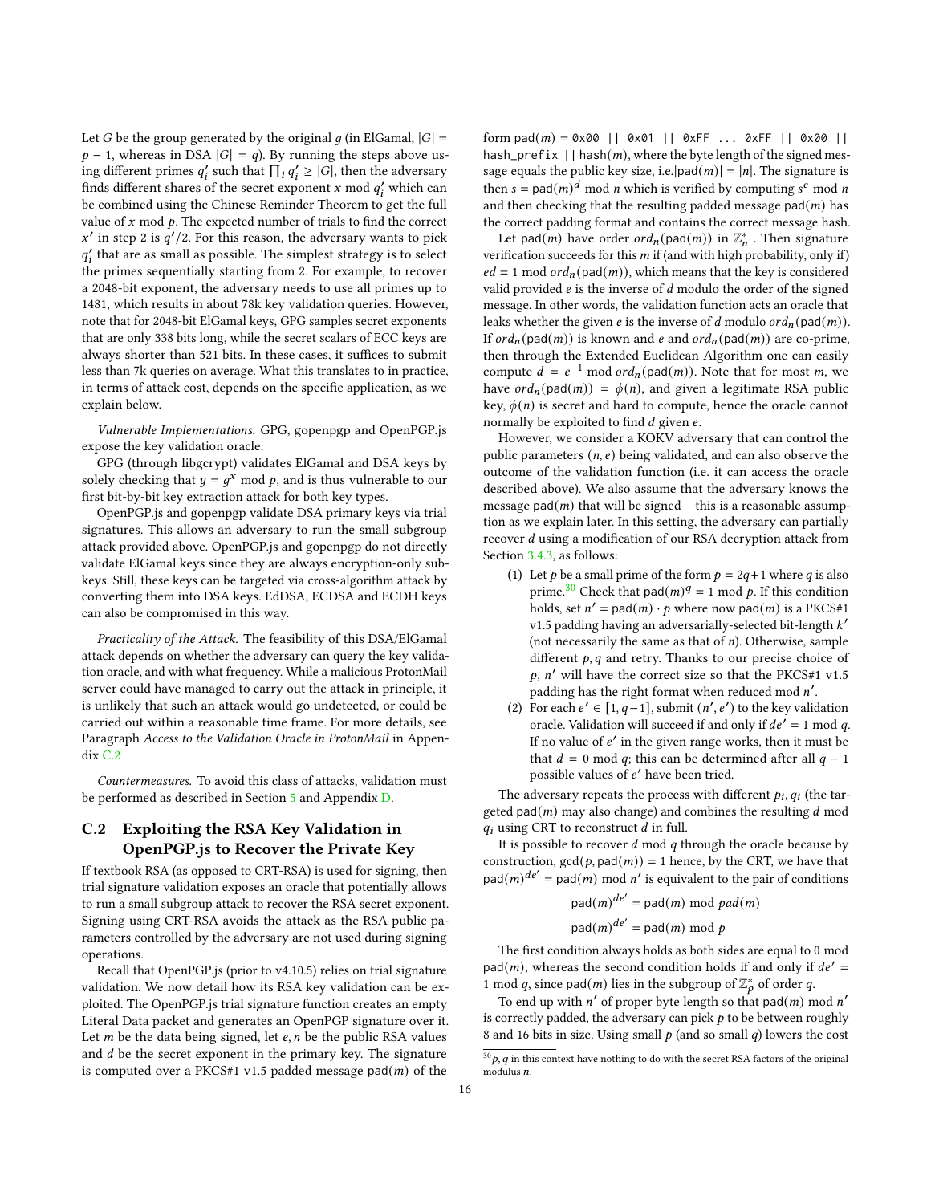Let $G$ be the group generated by the original $g$ (in ElGamal, $|G| = p - 1$, whereas in DSA $|G| = q$). By running the steps above using different primes $q'_i$ such that $\prod_i q'_i \geq |G|$, then the adversary finds different shares of the secret exponent $x \bmod q'_i$ which can be combined using the Chinese Reminder Theorem to get the full value of $x \bmod p$. The expected number of trials to find the correct $x'$ in step 2 is $q'/2$. For this reason, the adversary wants to pick $q'_i$ that are as small as possible. The simplest strategy is to select the primes sequentially starting from 2. For example, to recover a 2048-bit exponent, the adversary needs to use all primes up to 1481, which results in about 78k key validation queries. However, note that for 2048-bit ElGamal keys, GPG samples secret exponents that are only 338 bits long, while the secret scalars of ECC keys are always shorter than 521 bits. In these cases, it suffices to submit less than 7k queries on average. What this translates to in practice, in terms of attack cost, depends on the specific application, as we explain below.

*Vulnerable Implementations.* GPG, gopenpgp and OpenPGP.js expose the key validation oracle.

GPG (through libgcrypt) validates ElGamal and DSA keys by solely checking that $y = g^x \bmod p$, and is thus vulnerable to our first bit-by-bit key extraction attack for both key types.

OpenPGP.js and gopenpgp validate DSA primary keys via trial signatures. This allows an adversary to run the small subgroup attack provided above. OpenPGP.js and gopenpgp do not directly validate ElGamal keys since they are always encryption-only subkeys. Still, these keys can be targeted via cross-algorithm attack by converting them into DSA keys. EdDSA, ECDSA and ECDH keys can also be compromised in this way.

*Practicality of the Attack.* The feasibility of this DSA/ElGamal attack depends on whether the adversary can query the key validation oracle, and with what frequency. While a malicious ProtonMail server could have managed to carry out the attack in principle, it is unlikely that such an attack would go undetected, or could be carried out within a reasonable time frame. For more details, see Paragraph *Access to the Validation Oracle in ProtonMail* in Appendix C.2

*Countermeasures.* To avoid this class of attacks, validation must be performed as described in Section 5 and Appendix D.

## C.2 Exploiting the RSA Key Validation in OpenPGP.js to Recover the Private Key

If textbook RSA (as opposed to CRT-RSA) is used for signing, then trial signature validation exposes an oracle that potentially allows to run a small subgroup attack to recover the RSA secret exponent. Signing using CRT-RSA avoids the attack as the RSA public parameters controlled by the adversary are not used during signing operations.

Recall that OpenPGP.js (prior to v4.10.5) relies on trial signature validation. We now detail how its RSA key validation can be exploited. The OpenPGP.js trial signature function creates an empty Literal Data packet and generates an OpenPGP signature over it. Let $m$ be the data being signed, let $e, n$ be the public RSA values and $d$ be the secret exponent in the primary key. The signature is computed over a PKCS#1 v1.5 padded message $\mathsf{pad}(m)$ of the form `pad(m) = 0x00 || 0x01 || 0xFF ... 0xFF || 0x00 || hash_prefix || hash(m)`, where the byte length of the signed message equals the public key size, i.e.$|\mathsf{pad}(m)| = |n|$. The signature is then $s = \mathsf{pad}(m)^d \bmod n$ which is verified by computing $s^e \bmod n$ and then checking that the resulting padded message $\mathsf{pad}(m)$ has the correct padding format and contains the correct message hash.

Let $\mathsf{pad}(m)$ have order $ord_n(\mathsf{pad}(m))$ in $\mathbb{Z}_n^*$. Then signature verification succeeds for this $m$ if (and with high probability, only if) $ed = 1 \bmod ord_n(\mathsf{pad}(m))$, which means that the key is considered valid provided $e$ is the inverse of $d$ modulo the order of the signed message. In other words, the validation function acts an oracle that leaks whether the given $e$ is the inverse of $d$ modulo $ord_n(\mathsf{pad}(m))$. If $ord_n(\mathsf{pad}(m))$ is known and $e$ and $ord_n(\mathsf{pad}(m))$ are co-prime, then through the Extended Euclidean Algorithm one can easily compute $d = e^{-1} \bmod ord_n(\mathsf{pad}(m))$. Note that for most $m$, we have $ord_n(\mathsf{pad}(m)) = \phi(n)$, and given a legitimate RSA public key, $\phi(n)$ is secret and hard to compute, hence the oracle cannot normally be exploited to find $d$ given $e$.

However, we consider a KOKV adversary that can control the public parameters $(n, e)$ being validated, and can also observe the outcome of the validation function (i.e. it can access the oracle described above). We also assume that the adversary knows the message $\mathsf{pad}(m)$ that will be signed – this is a reasonable assumption as we explain later. In this setting, the adversary can partially recover $d$ using a modification of our RSA decryption attack from Section 3.4.3, as follows:

1. Let $p$ be a small prime of the form $p = 2q+1$ where $q$ is also prime.[30] Check that $\mathsf{pad}(m)^q = 1 \bmod p$. If this condition holds, set $n' = \mathsf{pad}(m) \cdot p$ where now $\mathsf{pad}(m)$ is a PKCS#1 v1.5 padding having an adversarially-selected bit-length $k'$ (not necessarily the same as that of $n$). Otherwise, sample different $p, q$ and retry. Thanks to our precise choice of $p$, $n'$ will have the correct size so that the PKCS#1 v1.5 padding has the right format when reduced mod $n'$.
2. For each $e' \in [1, q-1]$, submit $(n', e')$ to the key validation oracle. Validation will succeed if and only if $de' = 1 \bmod q$. If no value of $e'$ in the given range works, then it must be that $d = 0 \bmod q$; this can be determined after all $q - 1$ possible values of $e'$ have been tried.

The adversary repeats the process with different $p_i, q_i$ (the targeted $\mathsf{pad}(m)$ may also change) and combines the resulting $d \bmod q_i$ using CRT to reconstruct $d$ in full.

It is possible to recover $d \bmod q$ through the oracle because by construction, $\gcd(p, \mathsf{pad}(m)) = 1$ hence, by the CRT, we have that $\mathsf{pad}(m)^{de'} = \mathsf{pad}(m) \bmod n'$ is equivalent to the pair of conditions

$$\mathsf{pad}(m)^{de'} = \mathsf{pad}(m) \bmod pad(m)$$

$$\mathsf{pad}(m)^{de'} = \mathsf{pad}(m) \bmod p$$

The first condition always holds as both sides are equal to 0 mod $\mathsf{pad}(m)$, whereas the second condition holds if and only if $de' = 1 \bmod q$, since $\mathsf{pad}(m)$ lies in the subgroup of $\mathbb{Z}_p^*$ of order $q$.

To end up with $n'$ of proper byte length so that $\mathsf{pad}(m) \bmod n'$ is correctly padded, the adversary can pick $p$ to be between roughly 8 and 16 bits in size. Using small $p$ (and so small $q$) lowers the cost

[30] $p, q$ in this context have nothing to do with the secret RSA factors of the original modulus $n$.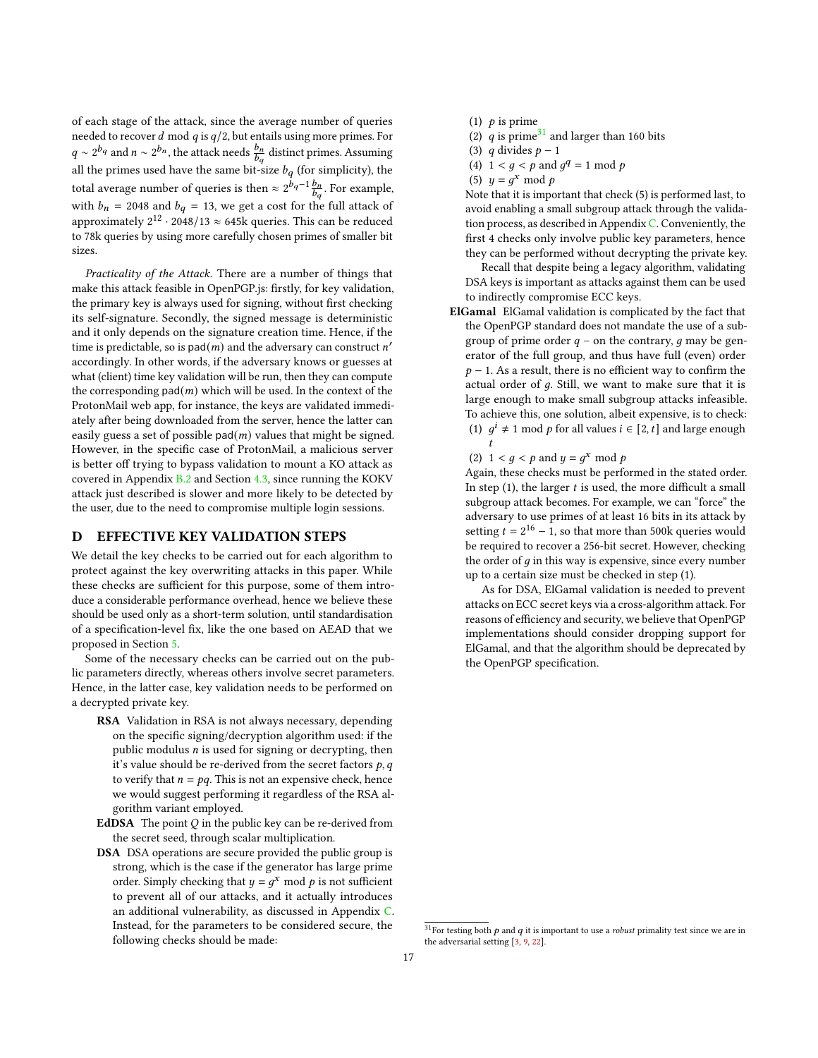of each stage of the attack, since the average number of queries needed to recover $d \bmod q$ is $q/2$, but entails using more primes. For $q \sim 2^{b_q}$ and $n \sim 2^{b_n}$, the attack needs $\frac{b_n}{b_q}$ distinct primes. Assuming all the primes used have the same bit-size $b_q$ (for simplicity), the total average number of queries is then $\approx 2^{b_q - 1}\frac{b_n}{b_q}$. For example, with $b_n = 2048$ and $b_q = 13$, we get a cost for the full attack of approximately $2^{12} \cdot 2048/13 \approx 645$k queries. This can be reduced to 78k queries by using more carefully chosen primes of smaller bit sizes.

*Practicality of the Attack.* There are a number of things that make this attack feasible in OpenPGP.js: firstly, for key validation, the primary key is always used for signing, without first checking its self-signature. Secondly, the signed message is deterministic and it only depends on the signature creation time. Hence, if the time is predictable, so is $\mathsf{pad}(m)$ and the adversary can construct $n'$ accordingly. In other words, if the adversary knows or guesses at what (client) time key validation will be run, then they can compute the corresponding $\mathsf{pad}(m)$ which will be used. In the context of the ProtonMail web app, for instance, the keys are validated immediately after being downloaded from the server, hence the latter can easily guess a set of possible $\mathsf{pad}(m)$ values that might be signed. However, in the specific case of ProtonMail, a malicious server is better off trying to bypass validation to mount a KO attack as covered in Appendix B.2 and Section 4.3, since running the KOKV attack just described is slower and more likely to be detected by the user, due to the need to compromise multiple login sessions.

## D EFFECTIVE KEY VALIDATION STEPS

We detail the key checks to be carried out for each algorithm to protect against the key overwriting attacks in this paper. While these checks are sufficient for this purpose, some of them introduce a considerable performance overhead, hence we believe these should be used only as a short-term solution, until standardisation of a specification-level fix, like the one based on AEAD that we proposed in Section 5.

Some of the necessary checks can be carried out on the public parameters directly, whereas others involve secret parameters. Hence, in the latter case, key validation needs to be performed on a decrypted private key.

**RSA** Validation in RSA is not always necessary, depending on the specific signing/decryption algorithm used: if the public modulus $n$ is used for signing or decrypting, then it's value should be re-derived from the secret factors $p, q$ to verify that $n = pq$. This is not an expensive check, hence we would suggest performing it regardless of the RSA algorithm variant employed.

**EdDSA** The point $Q$ in the public key can be re-derived from the secret seed, through scalar multiplication.

**DSA** DSA operations are secure provided the public group is strong, which is the case if the generator has large prime order. Simply checking that $y = g^x \bmod p$ is not sufficient to prevent all of our attacks, and it actually introduces an additional vulnerability, as discussed in Appendix C. Instead, for the parameters to be considered secure, the following checks should be made:

1. $p$ is prime
2. $q$ is prime[31] and larger than 160 bits
3. $q$ divides $p - 1$
4. $1 < g < p$ and $g^q = 1 \bmod p$
5. $y = g^x \bmod p$

Note that it is important that check (5) is performed last, to avoid enabling a small subgroup attack through the validation process, as described in Appendix C. Conveniently, the first 4 checks only involve public key parameters, hence they can be performed without decrypting the private key.

Recall that despite being a legacy algorithm, validating DSA keys is important as attacks against them can be used to indirectly compromise ECC keys.

**ElGamal** ElGamal validation is complicated by the fact that the OpenPGP standard does not mandate the use of a subgroup of prime order $q$ – on the contrary, $g$ may be generator of the full group, and thus have full (even) order $p - 1$. As a result, there is no efficient way to confirm the actual order of $g$. Still, we want to make sure that it is large enough to make small subgroup attacks infeasible. To achieve this, one solution, albeit expensive, is to check:

1. $g^i \neq 1 \bmod p$ for all values $i \in [2, t]$ and large enough $t$
2. $1 < g < p$ and $y = g^x \bmod p$

Again, these checks must be performed in the stated order. In step (1), the larger $t$ is used, the more difficult a small subgroup attack becomes. For example, we can "force" the adversary to use primes of at least 16 bits in its attack by setting $t = 2^{16} - 1$, so that more than 500k queries would be required to recover a 256-bit secret. However, checking the order of $g$ in this way is expensive, since every number up to a certain size must be checked in step (1).

As for DSA, ElGamal validation is needed to prevent attacks on ECC secret keys via a cross-algorithm attack. For reasons of efficiency and security, we believe that OpenPGP implementations should consider dropping support for ElGamal, and that the algorithm should be deprecated by the OpenPGP specification.

[31] For testing both $p$ and $q$ it is important to use a *robust* primality test since we are in the adversarial setting [3, 9, 22].